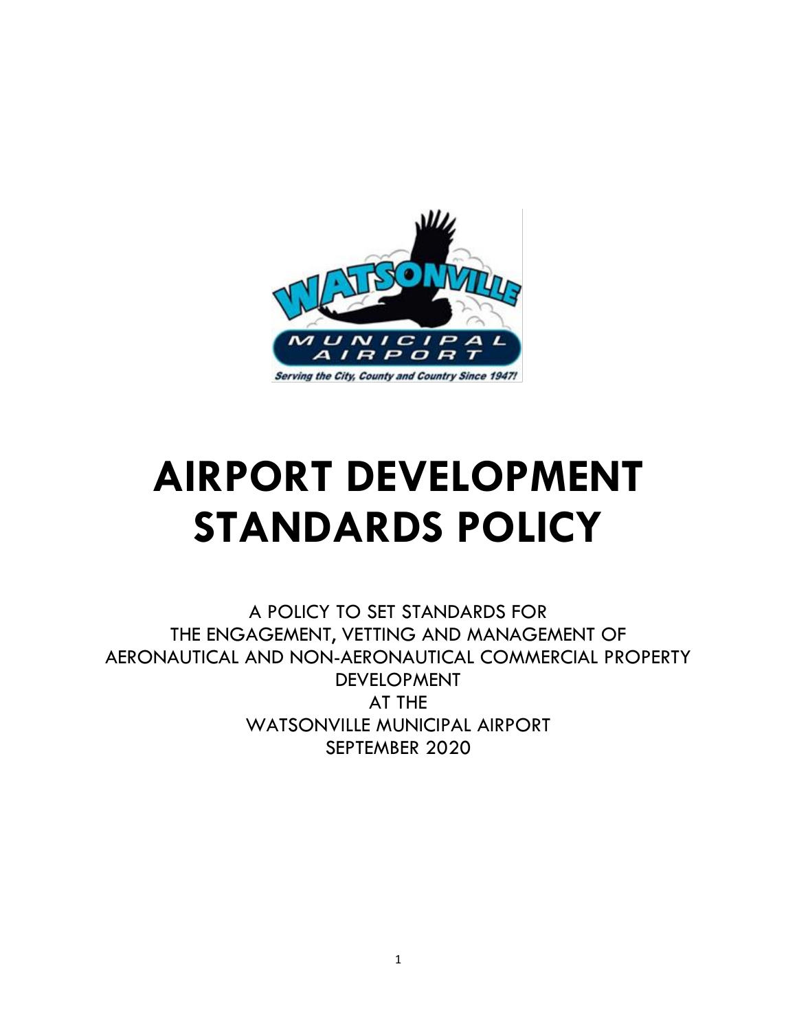# AIRPORT DEVELOPMENT STANDARDS POLICY

A POLICY TO SET STANDARDS FOR
THE ENGAGEMENT, VETTING AND MANAGEMENT OF
AERONAUTICAL AND NON-AERONAUTICAL COMMERCIAL PROPERTY DEVELOPMENT
AT THE
WATSONVILLE MUNICIPAL AIRPORT
SEPTEMBER 2020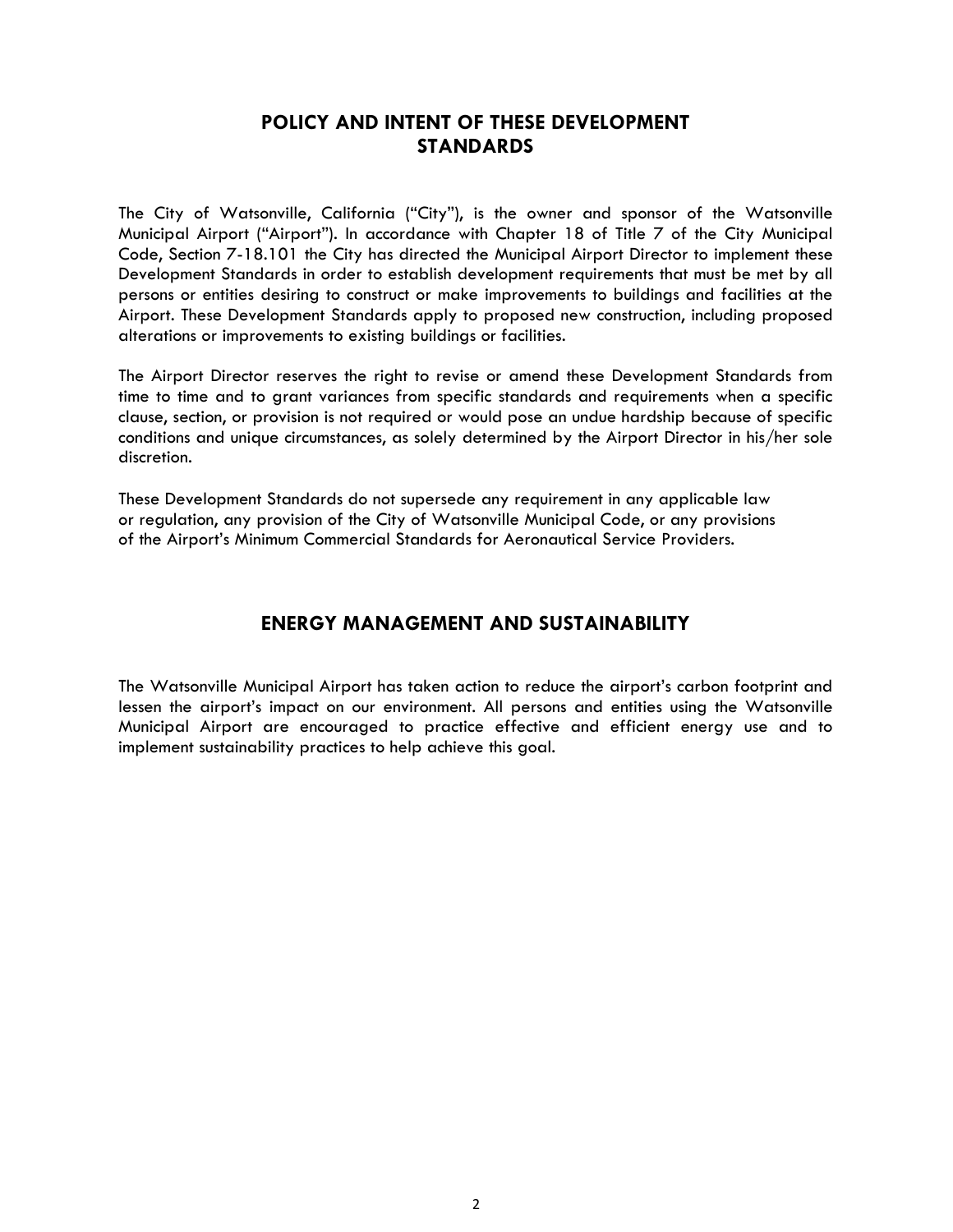## POLICY AND INTENT OF THESE DEVELOPMENT STANDARDS

The City of Watsonville, California ("City"), is the owner and sponsor of the Watsonville Municipal Airport ("Airport"). In accordance with Chapter 18 of Title 7 of the City Municipal Code, Section 7-18.101 the City has directed the Municipal Airport Director to implement these Development Standards in order to establish development requirements that must be met by all persons or entities desiring to construct or make improvements to buildings and facilities at the Airport. These Development Standards apply to proposed new construction, including proposed alterations or improvements to existing buildings or facilities.

The Airport Director reserves the right to revise or amend these Development Standards from time to time and to grant variances from specific standards and requirements when a specific clause, section, or provision is not required or would pose an undue hardship because of specific conditions and unique circumstances, as solely determined by the Airport Director in his/her sole discretion.

These Development Standards do not supersede any requirement in any applicable law or regulation, any provision of the City of Watsonville Municipal Code, or any provisions of the Airport's Minimum Commercial Standards for Aeronautical Service Providers.

## ENERGY MANAGEMENT AND SUSTAINABILITY

The Watsonville Municipal Airport has taken action to reduce the airport's carbon footprint and lessen the airport's impact on our environment. All persons and entities using the Watsonville Municipal Airport are encouraged to practice effective and efficient energy use and to implement sustainability practices to help achieve this goal.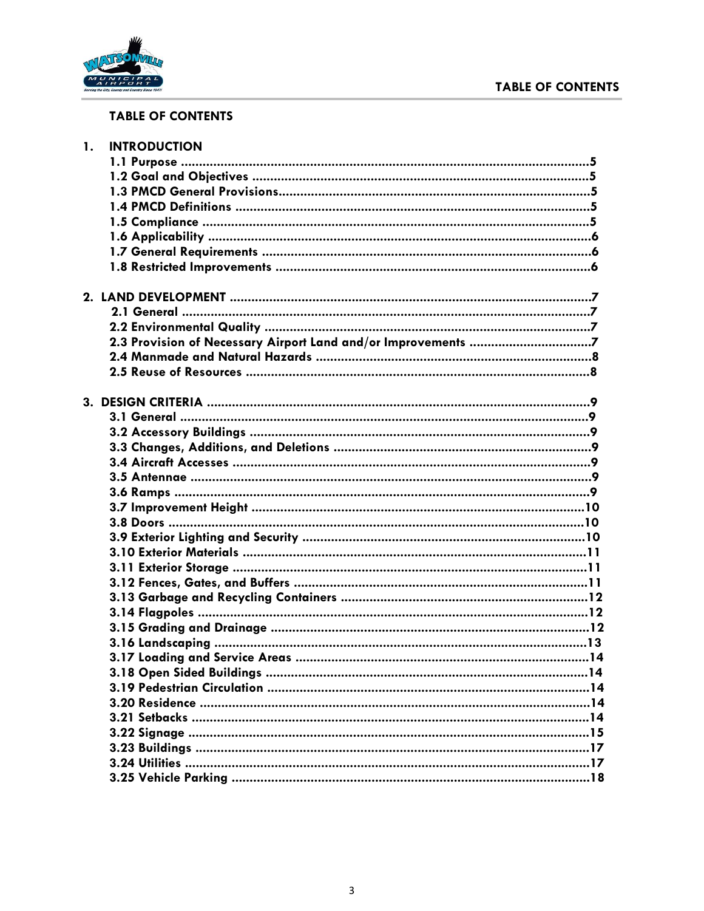## TABLE OF CONTENTS

1. **INTRODUCTION**
   - 1.1 Purpose ....................................................................................................5
   - 1.2 Goal and Objectives ...................................................................................5
   - 1.3 PMCD General Provisions...........................................................................5
   - 1.4 PMCD Definitions ......................................................................................5
   - 1.5 Compliance ...............................................................................................5
   - 1.6 Applicability ..............................................................................................6
   - 1.7 General Requirements ...............................................................................6
   - 1.8 Restricted Improvements ............................................................................6

2. **LAND DEVELOPMENT** ........................................................................................7
   - 2.1 General ......................................................................................................7
   - 2.2 Environmental Quality ................................................................................7
   - 2.3 Provision of Necessary Airport Land and/or Improvements ...............................7
   - 2.4 Manmade and Natural Hazards ....................................................................8
   - 2.5 Reuse of Resources .....................................................................................8

3. **DESIGN CRITERIA** ..............................................................................................9
   - 3.1 General ......................................................................................................9
   - 3.2 Accessory Buildings ....................................................................................9
   - 3.3 Changes, Additions, and Deletions ...............................................................9
   - 3.4 Aircraft Accesses .........................................................................................9
   - 3.5 Antennae ....................................................................................................9
   - 3.6 Ramps ........................................................................................................9
   - 3.7 Improvement Height ..................................................................................10
   - 3.8 Doors .......................................................................................................10
   - 3.9 Exterior Lighting and Security ....................................................................10
   - 3.10 Exterior Materials ....................................................................................11
   - 3.11 Exterior Storage .......................................................................................11
   - 3.12 Fences, Gates, and Buffers ........................................................................11
   - 3.13 Garbage and Recycling Containers .............................................................12
   - 3.14 Flagpoles .................................................................................................12
   - 3.15 Grading and Drainage ..............................................................................12
   - 3.16 Landscaping .............................................................................................13
   - 3.17 Loading and Service Areas .........................................................................14
   - 3.18 Open Sided Buildings ................................................................................14
   - 3.19 Pedestrian Circulation ...............................................................................14
   - 3.20 Residence .................................................................................................14
   - 3.21 Setbacks ...................................................................................................14
   - 3.22 Signage ....................................................................................................15
   - 3.23 Buildings ..................................................................................................17
   - 3.24 Utilities ....................................................................................................17
   - 3.25 Vehicle Parking .........................................................................................18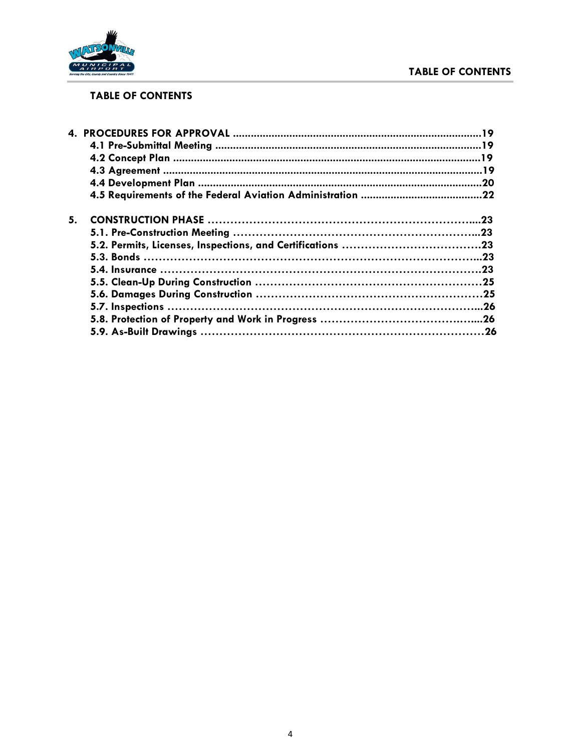**TABLE OF CONTENTS**

**4. PROCEDURES FOR APPROVAL ....................................................................................19**
- **4.1 Pre-Submittal Meeting .........................................................................................19**
- **4.2 Concept Plan ........................................................................................................19**
- **4.3 Agreement ............................................................................................................19**
- **4.4 Development Plan ................................................................................................20**
- **4.5 Requirements of the Federal Aviation Administration .........................................22**

**5. CONSTRUCTION PHASE ……………………………………………………………....23**
- **5.1. Pre-Construction Meeting ………………………………………………………...23**
- **5.2. Permits, Licenses, Inspections, and Certifications ………………………………23**
- **5.3. Bonds ……………………………………………………………………………...23**
- **5.4. Insurance ………………………………………………………………………….23**
- **5.5. Clean-Up During Construction …………………………………………………….25**
- **5.6. Damages During Construction ……………………………………………………25**
- **5.7. Inspections ……………………………………………………………………...26**
- **5.8. Protection of Property and Work in Progress …………………………………....26**
- **5.9. As-Built Drawings …………………………………………………………………26**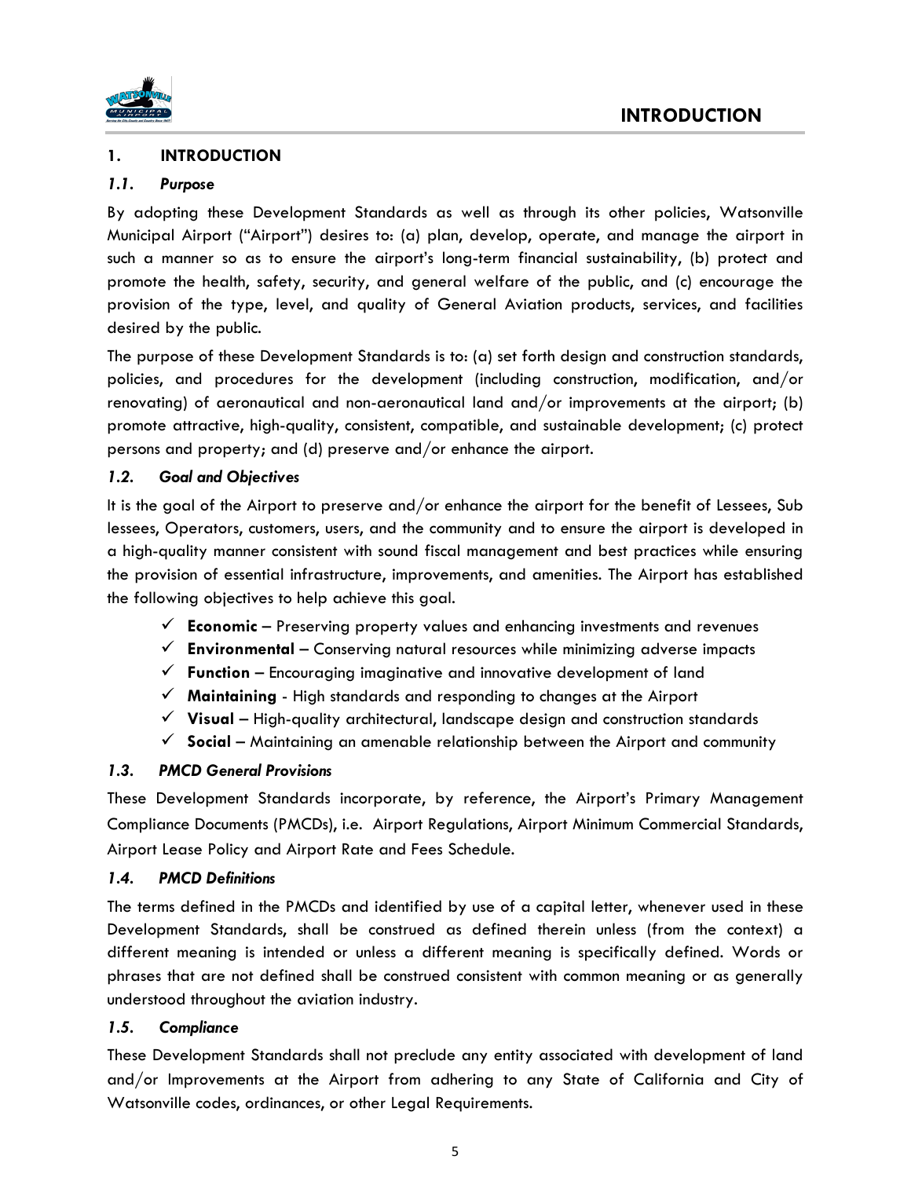# 1. INTRODUCTION

## *1.1. Purpose*

By adopting these Development Standards as well as through its other policies, Watsonville Municipal Airport ("Airport") desires to: (a) plan, develop, operate, and manage the airport in such a manner so as to ensure the airport's long-term financial sustainability, (b) protect and promote the health, safety, security, and general welfare of the public, and (c) encourage the provision of the type, level, and quality of General Aviation products, services, and facilities desired by the public.

The purpose of these Development Standards is to: (a) set forth design and construction standards, policies, and procedures for the development (including construction, modification, and/or renovating) of aeronautical and non-aeronautical land and/or improvements at the airport; (b) promote attractive, high-quality, consistent, compatible, and sustainable development; (c) protect persons and property; and (d) preserve and/or enhance the airport.

## *1.2. Goal and Objectives*

It is the goal of the Airport to preserve and/or enhance the airport for the benefit of Lessees, Sub lessees, Operators, customers, users, and the community and to ensure the airport is developed in a high-quality manner consistent with sound fiscal management and best practices while ensuring the provision of essential infrastructure, improvements, and amenities. The Airport has established the following objectives to help achieve this goal.

- ✓ **Economic** – Preserving property values and enhancing investments and revenues
- ✓ **Environmental** – Conserving natural resources while minimizing adverse impacts
- ✓ **Function** – Encouraging imaginative and innovative development of land
- ✓ **Maintaining** - High standards and responding to changes at the Airport
- ✓ **Visual** – High-quality architectural, landscape design and construction standards
- ✓ **Social** – Maintaining an amenable relationship between the Airport and community

## *1.3. PMCD General Provisions*

These Development Standards incorporate, by reference, the Airport's Primary Management Compliance Documents (PMCDs), i.e. Airport Regulations, Airport Minimum Commercial Standards, Airport Lease Policy and Airport Rate and Fees Schedule.

## *1.4. PMCD Definitions*

The terms defined in the PMCDs and identified by use of a capital letter, whenever used in these Development Standards, shall be construed as defined therein unless (from the context) a different meaning is intended or unless a different meaning is specifically defined. Words or phrases that are not defined shall be construed consistent with common meaning or as generally understood throughout the aviation industry.

## *1.5. Compliance*

These Development Standards shall not preclude any entity associated with development of land and/or Improvements at the Airport from adhering to any State of California and City of Watsonville codes, ordinances, or other Legal Requirements.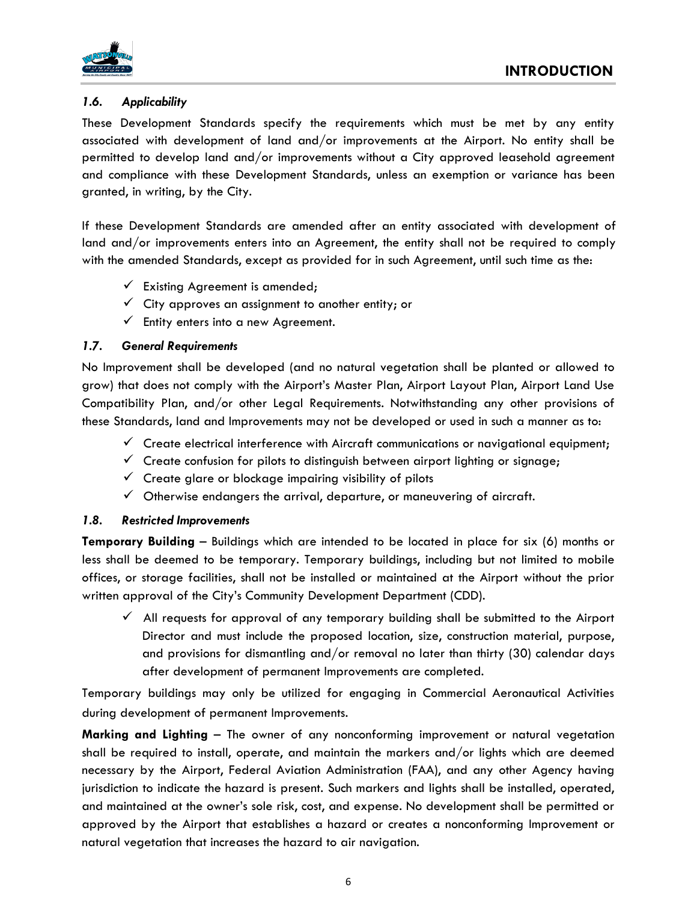### *1.6. Applicability*

These Development Standards specify the requirements which must be met by any entity associated with development of land and/or improvements at the Airport. No entity shall be permitted to develop land and/or improvements without a City approved leasehold agreement and compliance with these Development Standards, unless an exemption or variance has been granted, in writing, by the City.

If these Development Standards are amended after an entity associated with development of land and/or improvements enters into an Agreement, the entity shall not be required to comply with the amended Standards, except as provided for in such Agreement, until such time as the:

- ✓ Existing Agreement is amended;
- ✓ City approves an assignment to another entity; or
- ✓ Entity enters into a new Agreement.

### *1.7. General Requirements*

No Improvement shall be developed (and no natural vegetation shall be planted or allowed to grow) that does not comply with the Airport's Master Plan, Airport Layout Plan, Airport Land Use Compatibility Plan, and/or other Legal Requirements. Notwithstanding any other provisions of these Standards, land and Improvements may not be developed or used in such a manner as to:

- ✓ Create electrical interference with Aircraft communications or navigational equipment;
- ✓ Create confusion for pilots to distinguish between airport lighting or signage;
- ✓ Create glare or blockage impairing visibility of pilots
- ✓ Otherwise endangers the arrival, departure, or maneuvering of aircraft.

### *1.8. Restricted Improvements*

**Temporary Building** – Buildings which are intended to be located in place for six (6) months or less shall be deemed to be temporary. Temporary buildings, including but not limited to mobile offices, or storage facilities, shall not be installed or maintained at the Airport without the prior written approval of the City's Community Development Department (CDD).

- ✓ All requests for approval of any temporary building shall be submitted to the Airport Director and must include the proposed location, size, construction material, purpose, and provisions for dismantling and/or removal no later than thirty (30) calendar days after development of permanent Improvements are completed.

Temporary buildings may only be utilized for engaging in Commercial Aeronautical Activities during development of permanent Improvements.

**Marking and Lighting** – The owner of any nonconforming improvement or natural vegetation shall be required to install, operate, and maintain the markers and/or lights which are deemed necessary by the Airport, Federal Aviation Administration (FAA), and any other Agency having jurisdiction to indicate the hazard is present. Such markers and lights shall be installed, operated, and maintained at the owner's sole risk, cost, and expense. No development shall be permitted or approved by the Airport that establishes a hazard or creates a nonconforming Improvement or natural vegetation that increases the hazard to air navigation.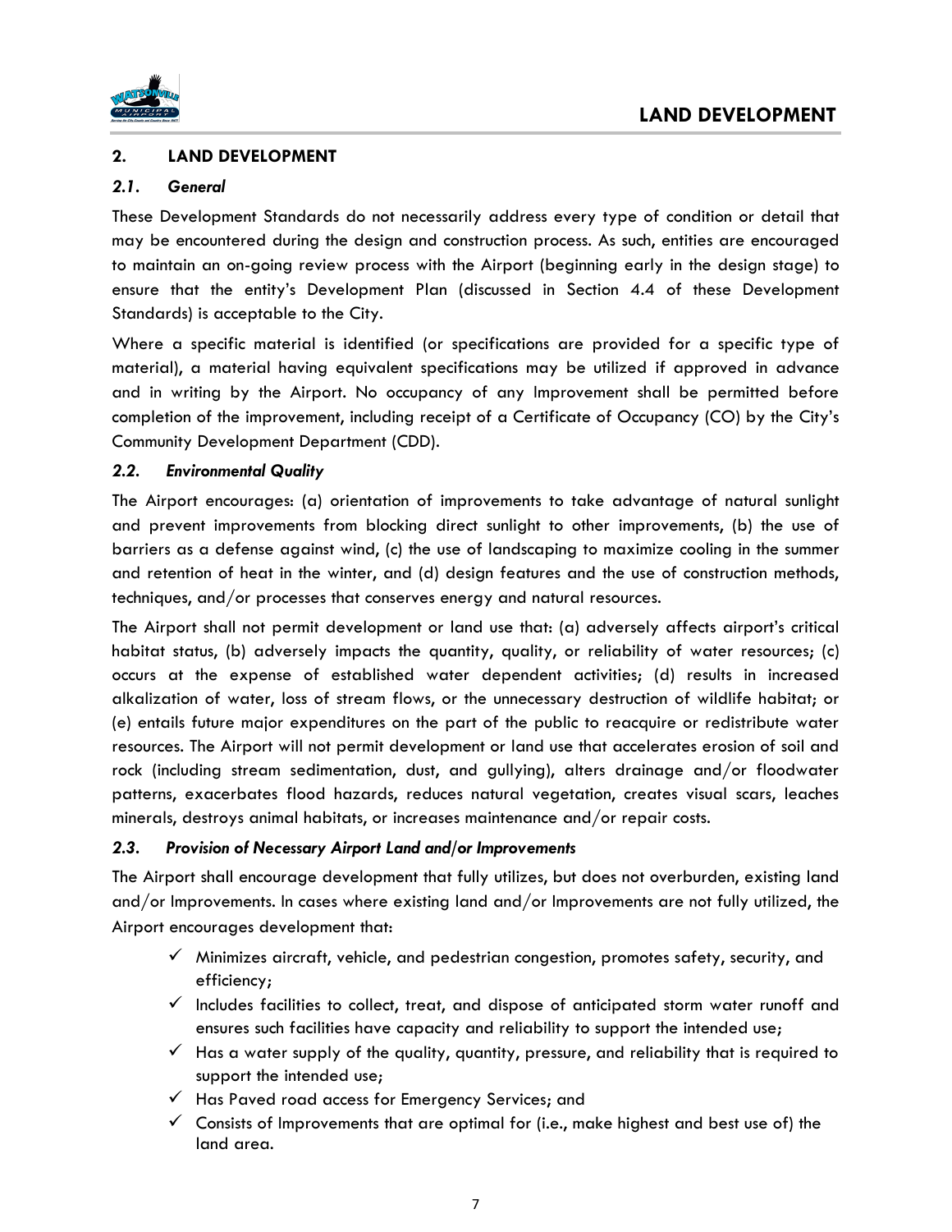## 2. LAND DEVELOPMENT

### *2.1. General*

These Development Standards do not necessarily address every type of condition or detail that may be encountered during the design and construction process. As such, entities are encouraged to maintain an on-going review process with the Airport (beginning early in the design stage) to ensure that the entity's Development Plan (discussed in Section 4.4 of these Development Standards) is acceptable to the City.

Where a specific material is identified (or specifications are provided for a specific type of material), a material having equivalent specifications may be utilized if approved in advance and in writing by the Airport. No occupancy of any Improvement shall be permitted before completion of the improvement, including receipt of a Certificate of Occupancy (CO) by the City's Community Development Department (CDD).

### *2.2. Environmental Quality*

The Airport encourages: (a) orientation of improvements to take advantage of natural sunlight and prevent improvements from blocking direct sunlight to other improvements, (b) the use of barriers as a defense against wind, (c) the use of landscaping to maximize cooling in the summer and retention of heat in the winter, and (d) design features and the use of construction methods, techniques, and/or processes that conserves energy and natural resources.

The Airport shall not permit development or land use that: (a) adversely affects airport's critical habitat status, (b) adversely impacts the quantity, quality, or reliability of water resources; (c) occurs at the expense of established water dependent activities; (d) results in increased alkalization of water, loss of stream flows, or the unnecessary destruction of wildlife habitat; or (e) entails future major expenditures on the part of the public to reacquire or redistribute water resources. The Airport will not permit development or land use that accelerates erosion of soil and rock (including stream sedimentation, dust, and gullying), alters drainage and/or floodwater patterns, exacerbates flood hazards, reduces natural vegetation, creates visual scars, leaches minerals, destroys animal habitats, or increases maintenance and/or repair costs.

### *2.3. Provision of Necessary Airport Land and/or Improvements*

The Airport shall encourage development that fully utilizes, but does not overburden, existing land and/or Improvements. In cases where existing land and/or Improvements are not fully utilized, the Airport encourages development that:

- ✓ Minimizes aircraft, vehicle, and pedestrian congestion, promotes safety, security, and efficiency;
- ✓ Includes facilities to collect, treat, and dispose of anticipated storm water runoff and ensures such facilities have capacity and reliability to support the intended use;
- ✓ Has a water supply of the quality, quantity, pressure, and reliability that is required to support the intended use;
- ✓ Has Paved road access for Emergency Services; and
- ✓ Consists of Improvements that are optimal for (i.e., make highest and best use of) the land area.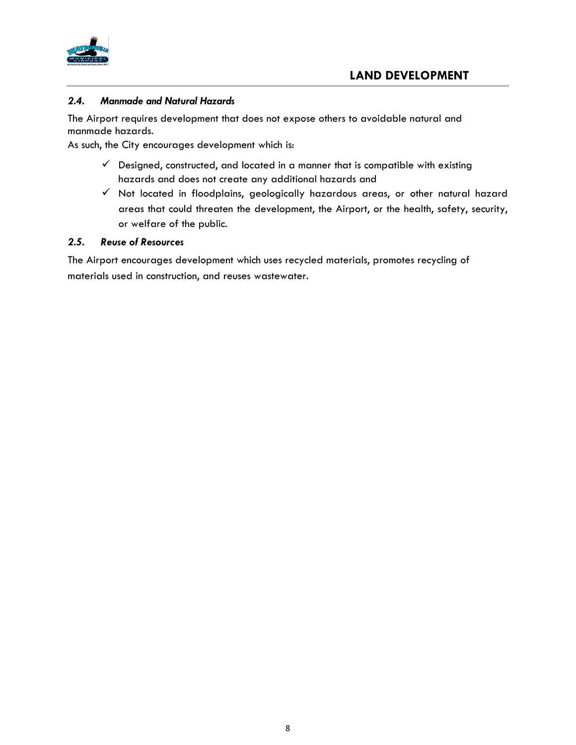### *2.4. Manmade and Natural Hazards*

The Airport requires development that does not expose others to avoidable natural and manmade hazards.

As such, the City encourages development which is:

- ✓ Designed, constructed, and located in a manner that is compatible with existing hazards and does not create any additional hazards and
- ✓ Not located in floodplains, geologically hazardous areas, or other natural hazard areas that could threaten the development, the Airport, or the health, safety, security, or welfare of the public.

### *2.5. Reuse of Resources*

The Airport encourages development which uses recycled materials, promotes recycling of materials used in construction, and reuses wastewater.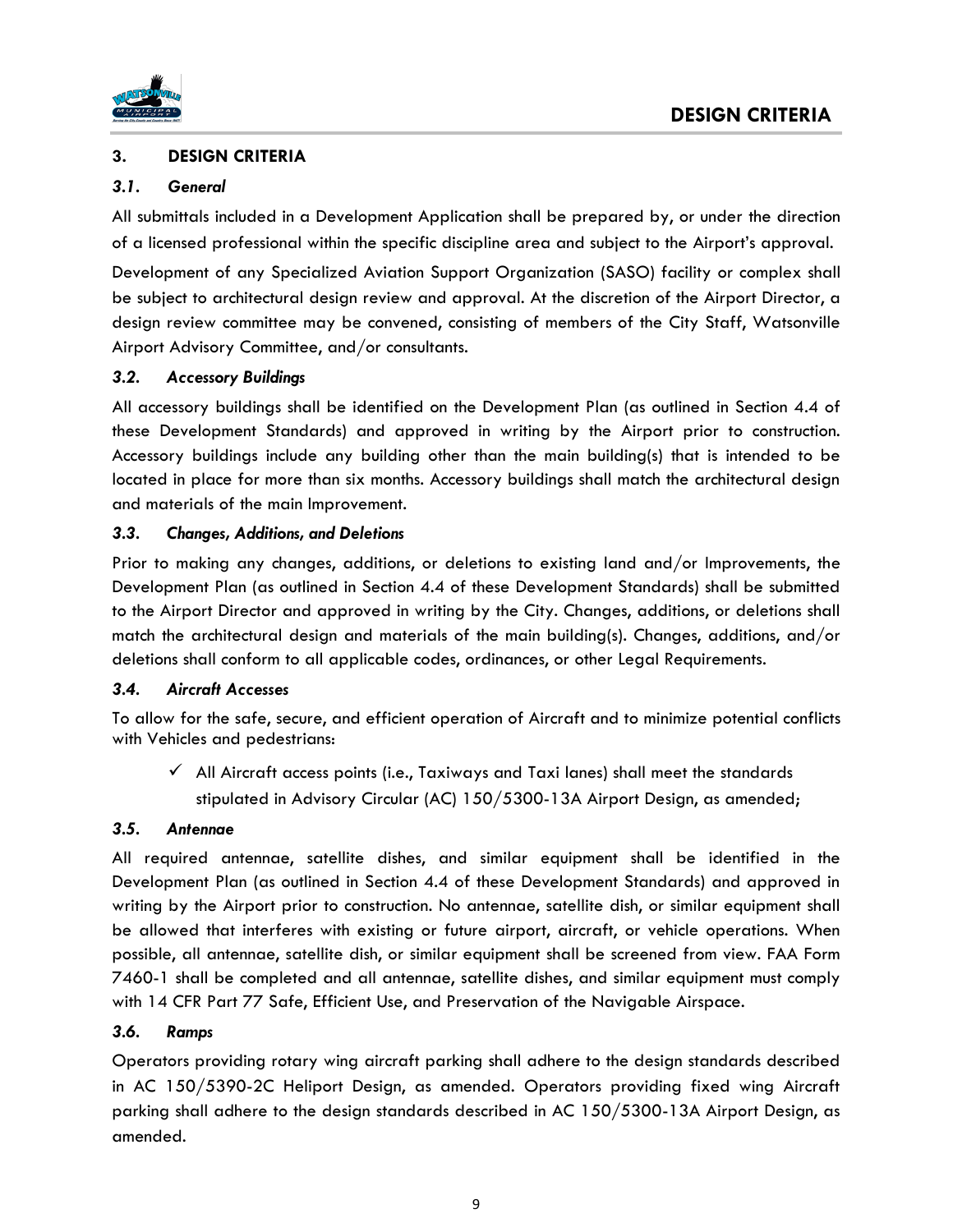## 3. DESIGN CRITERIA

### *3.1. General*

All submittals included in a Development Application shall be prepared by, or under the direction of a licensed professional within the specific discipline area and subject to the Airport's approval.

Development of any Specialized Aviation Support Organization (SASO) facility or complex shall be subject to architectural design review and approval. At the discretion of the Airport Director, a design review committee may be convened, consisting of members of the City Staff, Watsonville Airport Advisory Committee, and/or consultants.

### *3.2. Accessory Buildings*

All accessory buildings shall be identified on the Development Plan (as outlined in Section 4.4 of these Development Standards) and approved in writing by the Airport prior to construction. Accessory buildings include any building other than the main building(s) that is intended to be located in place for more than six months. Accessory buildings shall match the architectural design and materials of the main Improvement.

### *3.3. Changes, Additions, and Deletions*

Prior to making any changes, additions, or deletions to existing land and/or Improvements, the Development Plan (as outlined in Section 4.4 of these Development Standards) shall be submitted to the Airport Director and approved in writing by the City. Changes, additions, or deletions shall match the architectural design and materials of the main building(s). Changes, additions, and/or deletions shall conform to all applicable codes, ordinances, or other Legal Requirements.

### *3.4. Aircraft Accesses*

To allow for the safe, secure, and efficient operation of Aircraft and to minimize potential conflicts with Vehicles and pedestrians:

- ✓ All Aircraft access points (i.e., Taxiways and Taxi lanes) shall meet the standards stipulated in Advisory Circular (AC) 150/5300-13A Airport Design, as amended;

### *3.5. Antennae*

All required antennae, satellite dishes, and similar equipment shall be identified in the Development Plan (as outlined in Section 4.4 of these Development Standards) and approved in writing by the Airport prior to construction. No antennae, satellite dish, or similar equipment shall be allowed that interferes with existing or future airport, aircraft, or vehicle operations. When possible, all antennae, satellite dish, or similar equipment shall be screened from view. FAA Form 7460-1 shall be completed and all antennae, satellite dishes, and similar equipment must comply with 14 CFR Part 77 Safe, Efficient Use, and Preservation of the Navigable Airspace.

### *3.6. Ramps*

Operators providing rotary wing aircraft parking shall adhere to the design standards described in AC 150/5390-2C Heliport Design, as amended. Operators providing fixed wing Aircraft parking shall adhere to the design standards described in AC 150/5300-13A Airport Design, as amended.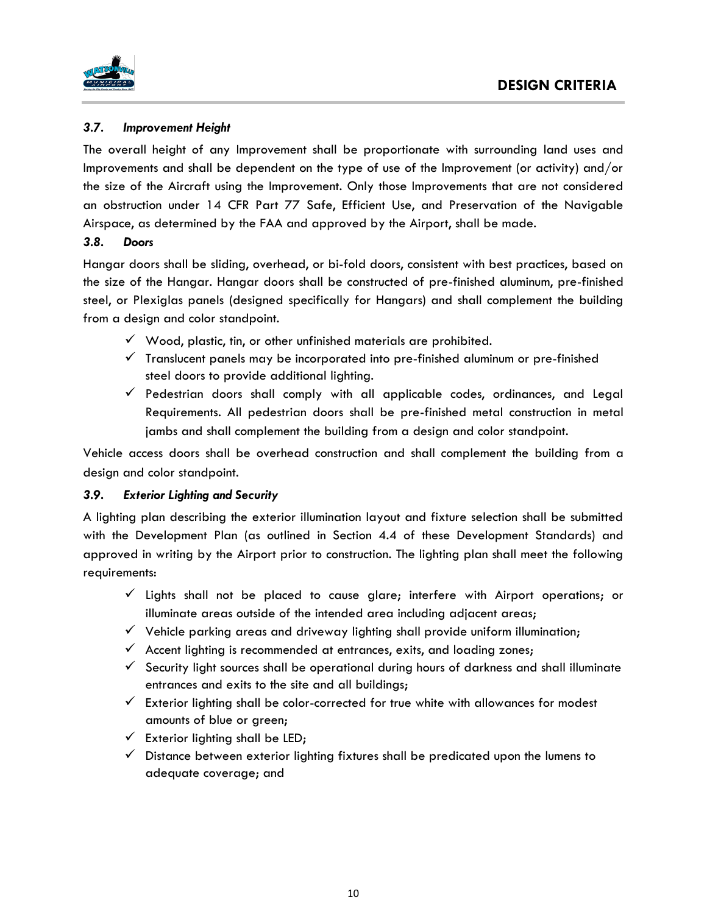### *3.7. Improvement Height*

The overall height of any Improvement shall be proportionate with surrounding land uses and Improvements and shall be dependent on the type of use of the Improvement (or activity) and/or the size of the Aircraft using the Improvement. Only those Improvements that are not considered an obstruction under 14 CFR Part 77 Safe, Efficient Use, and Preservation of the Navigable Airspace, as determined by the FAA and approved by the Airport, shall be made.

### *3.8. Doors*

Hangar doors shall be sliding, overhead, or bi-fold doors, consistent with best practices, based on the size of the Hangar. Hangar doors shall be constructed of pre-finished aluminum, pre-finished steel, or Plexiglas panels (designed specifically for Hangars) and shall complement the building from a design and color standpoint.

- ✓ Wood, plastic, tin, or other unfinished materials are prohibited.
- ✓ Translucent panels may be incorporated into pre-finished aluminum or pre-finished steel doors to provide additional lighting.
- ✓ Pedestrian doors shall comply with all applicable codes, ordinances, and Legal Requirements. All pedestrian doors shall be pre-finished metal construction in metal jambs and shall complement the building from a design and color standpoint.

Vehicle access doors shall be overhead construction and shall complement the building from a design and color standpoint.

### *3.9. Exterior Lighting and Security*

A lighting plan describing the exterior illumination layout and fixture selection shall be submitted with the Development Plan (as outlined in Section 4.4 of these Development Standards) and approved in writing by the Airport prior to construction. The lighting plan shall meet the following requirements:

- ✓ Lights shall not be placed to cause glare; interfere with Airport operations; or illuminate areas outside of the intended area including adjacent areas;
- ✓ Vehicle parking areas and driveway lighting shall provide uniform illumination;
- ✓ Accent lighting is recommended at entrances, exits, and loading zones;
- ✓ Security light sources shall be operational during hours of darkness and shall illuminate entrances and exits to the site and all buildings;
- ✓ Exterior lighting shall be color-corrected for true white with allowances for modest amounts of blue or green;
- ✓ Exterior lighting shall be LED;
- ✓ Distance between exterior lighting fixtures shall be predicated upon the lumens to adequate coverage; and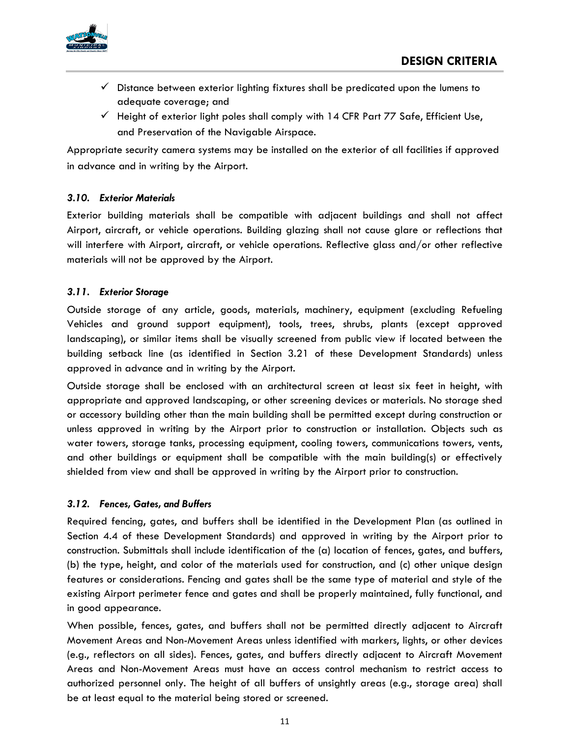- ✓ Distance between exterior lighting fixtures shall be predicated upon the lumens to adequate coverage; and
- ✓ Height of exterior light poles shall comply with 14 CFR Part 77 Safe, Efficient Use, and Preservation of the Navigable Airspace.

Appropriate security camera systems may be installed on the exterior of all facilities if approved in advance and in writing by the Airport.

### *3.10. Exterior Materials*

Exterior building materials shall be compatible with adjacent buildings and shall not affect Airport, aircraft, or vehicle operations. Building glazing shall not cause glare or reflections that will interfere with Airport, aircraft, or vehicle operations. Reflective glass and/or other reflective materials will not be approved by the Airport.

### *3.11. Exterior Storage*

Outside storage of any article, goods, materials, machinery, equipment (excluding Refueling Vehicles and ground support equipment), tools, trees, shrubs, plants (except approved landscaping), or similar items shall be visually screened from public view if located between the building setback line (as identified in Section 3.21 of these Development Standards) unless approved in advance and in writing by the Airport.

Outside storage shall be enclosed with an architectural screen at least six feet in height, with appropriate and approved landscaping, or other screening devices or materials. No storage shed or accessory building other than the main building shall be permitted except during construction or unless approved in writing by the Airport prior to construction or installation. Objects such as water towers, storage tanks, processing equipment, cooling towers, communications towers, vents, and other buildings or equipment shall be compatible with the main building(s) or effectively shielded from view and shall be approved in writing by the Airport prior to construction.

### *3.12. Fences, Gates, and Buffers*

Required fencing, gates, and buffers shall be identified in the Development Plan (as outlined in Section 4.4 of these Development Standards) and approved in writing by the Airport prior to construction. Submittals shall include identification of the (a) location of fences, gates, and buffers, (b) the type, height, and color of the materials used for construction, and (c) other unique design features or considerations. Fencing and gates shall be the same type of material and style of the existing Airport perimeter fence and gates and shall be properly maintained, fully functional, and in good appearance.

When possible, fences, gates, and buffers shall not be permitted directly adjacent to Aircraft Movement Areas and Non-Movement Areas unless identified with markers, lights, or other devices (e.g., reflectors on all sides). Fences, gates, and buffers directly adjacent to Aircraft Movement Areas and Non-Movement Areas must have an access control mechanism to restrict access to authorized personnel only. The height of all buffers of unsightly areas (e.g., storage area) shall be at least equal to the material being stored or screened.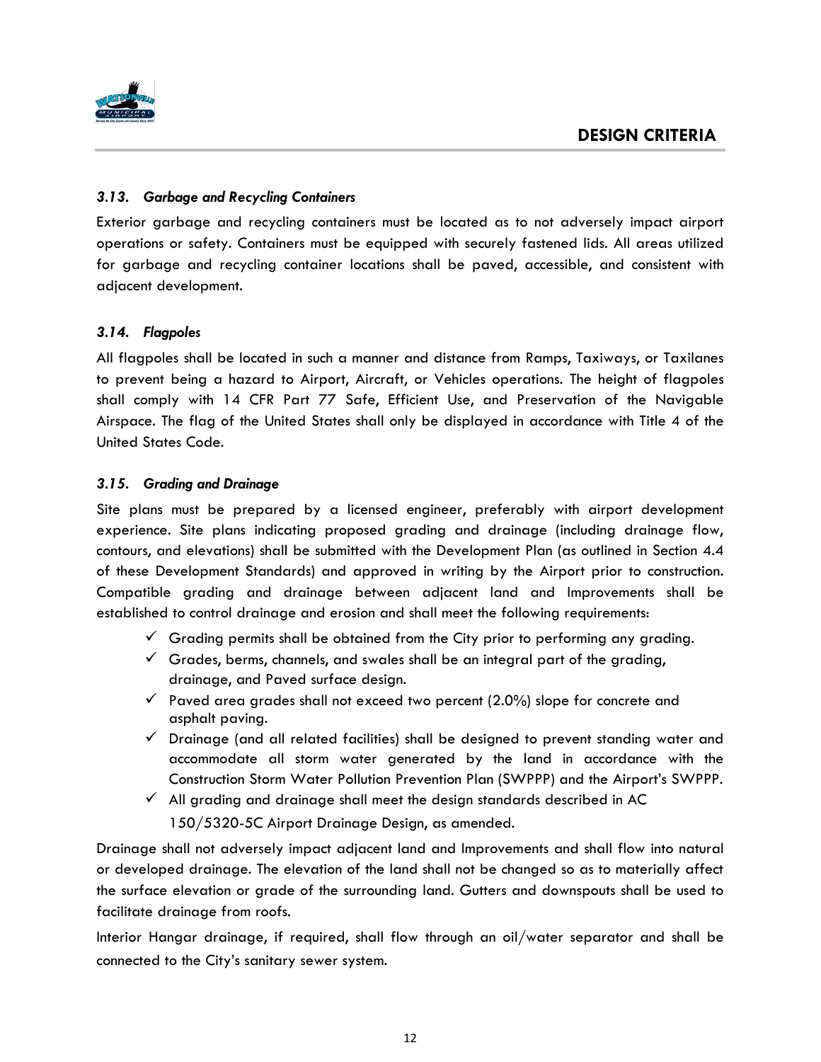### *3.13. Garbage and Recycling Containers*

Exterior garbage and recycling containers must be located as to not adversely impact airport operations or safety. Containers must be equipped with securely fastened lids. All areas utilized for garbage and recycling container locations shall be paved, accessible, and consistent with adjacent development.

### *3.14. Flagpoles*

All flagpoles shall be located in such a manner and distance from Ramps, Taxiways, or Taxilanes to prevent being a hazard to Airport, Aircraft, or Vehicles operations. The height of flagpoles shall comply with 14 CFR Part 77 Safe, Efficient Use, and Preservation of the Navigable Airspace. The flag of the United States shall only be displayed in accordance with Title 4 of the United States Code.

### *3.15. Grading and Drainage*

Site plans must be prepared by a licensed engineer, preferably with airport development experience. Site plans indicating proposed grading and drainage (including drainage flow, contours, and elevations) shall be submitted with the Development Plan (as outlined in Section 4.4 of these Development Standards) and approved in writing by the Airport prior to construction. Compatible grading and drainage between adjacent land and Improvements shall be established to control drainage and erosion and shall meet the following requirements:

- ✓ Grading permits shall be obtained from the City prior to performing any grading.
- ✓ Grades, berms, channels, and swales shall be an integral part of the grading, drainage, and Paved surface design.
- ✓ Paved area grades shall not exceed two percent (2.0%) slope for concrete and asphalt paving.
- ✓ Drainage (and all related facilities) shall be designed to prevent standing water and accommodate all storm water generated by the land in accordance with the Construction Storm Water Pollution Prevention Plan (SWPPP) and the Airport's SWPPP.
- ✓ All grading and drainage shall meet the design standards described in AC 150/5320-5C Airport Drainage Design, as amended.

Drainage shall not adversely impact adjacent land and Improvements and shall flow into natural or developed drainage. The elevation of the land shall not be changed so as to materially affect the surface elevation or grade of the surrounding land. Gutters and downspouts shall be used to facilitate drainage from roofs.

Interior Hangar drainage, if required, shall flow through an oil/water separator and shall be connected to the City's sanitary sewer system.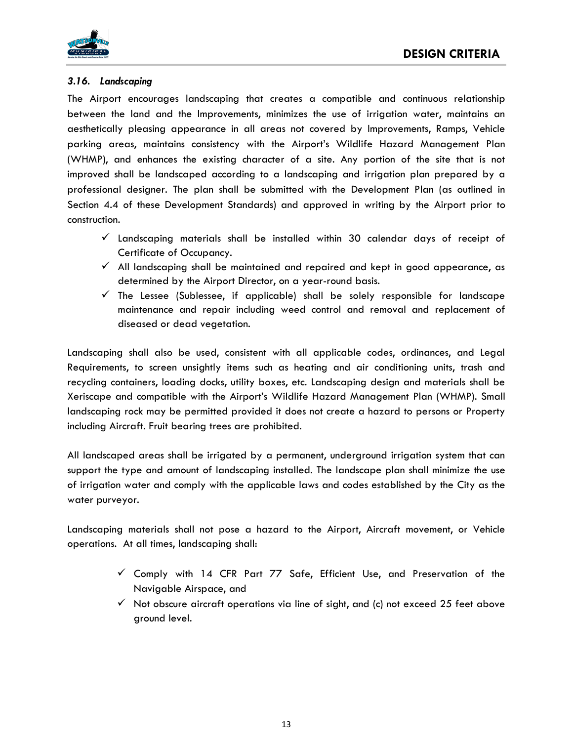### *3.16. Landscaping*

The Airport encourages landscaping that creates a compatible and continuous relationship between the land and the Improvements, minimizes the use of irrigation water, maintains an aesthetically pleasing appearance in all areas not covered by Improvements, Ramps, Vehicle parking areas, maintains consistency with the Airport's Wildlife Hazard Management Plan (WHMP), and enhances the existing character of a site. Any portion of the site that is not improved shall be landscaped according to a landscaping and irrigation plan prepared by a professional designer. The plan shall be submitted with the Development Plan (as outlined in Section 4.4 of these Development Standards) and approved in writing by the Airport prior to construction.

- ✓ Landscaping materials shall be installed within 30 calendar days of receipt of Certificate of Occupancy.
- ✓ All landscaping shall be maintained and repaired and kept in good appearance, as determined by the Airport Director, on a year-round basis.
- ✓ The Lessee (Sublessee, if applicable) shall be solely responsible for landscape maintenance and repair including weed control and removal and replacement of diseased or dead vegetation.

Landscaping shall also be used, consistent with all applicable codes, ordinances, and Legal Requirements, to screen unsightly items such as heating and air conditioning units, trash and recycling containers, loading docks, utility boxes, etc. Landscaping design and materials shall be Xeriscape and compatible with the Airport's Wildlife Hazard Management Plan (WHMP). Small landscaping rock may be permitted provided it does not create a hazard to persons or Property including Aircraft. Fruit bearing trees are prohibited.

All landscaped areas shall be irrigated by a permanent, underground irrigation system that can support the type and amount of landscaping installed. The landscape plan shall minimize the use of irrigation water and comply with the applicable laws and codes established by the City as the water purveyor.

Landscaping materials shall not pose a hazard to the Airport, Aircraft movement, or Vehicle operations. At all times, landscaping shall:

- ✓ Comply with 14 CFR Part 77 Safe, Efficient Use, and Preservation of the Navigable Airspace, and
- ✓ Not obscure aircraft operations via line of sight, and (c) not exceed 25 feet above ground level.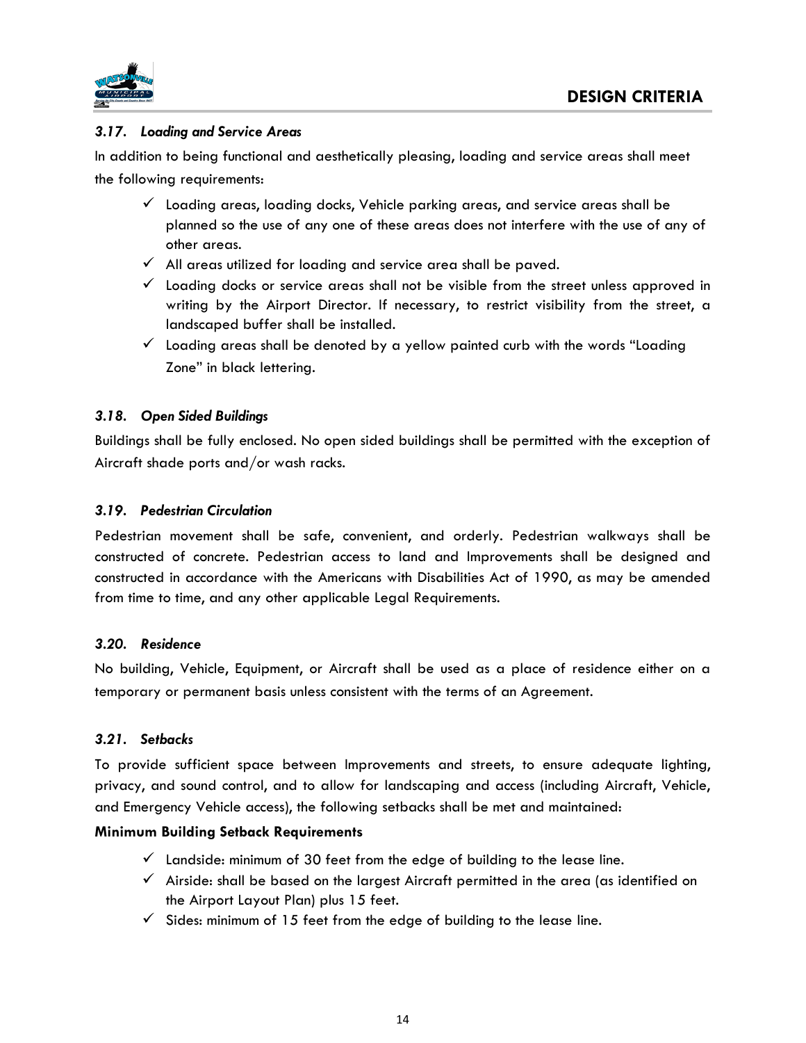### *3.17. Loading and Service Areas*

In addition to being functional and aesthetically pleasing, loading and service areas shall meet the following requirements:

- ✓ Loading areas, loading docks, Vehicle parking areas, and service areas shall be planned so the use of any one of these areas does not interfere with the use of any of other areas.
- ✓ All areas utilized for loading and service area shall be paved.
- ✓ Loading docks or service areas shall not be visible from the street unless approved in writing by the Airport Director. If necessary, to restrict visibility from the street, a landscaped buffer shall be installed.
- ✓ Loading areas shall be denoted by a yellow painted curb with the words "Loading Zone" in black lettering.

### *3.18. Open Sided Buildings*

Buildings shall be fully enclosed. No open sided buildings shall be permitted with the exception of Aircraft shade ports and/or wash racks.

### *3.19. Pedestrian Circulation*

Pedestrian movement shall be safe, convenient, and orderly. Pedestrian walkways shall be constructed of concrete. Pedestrian access to land and Improvements shall be designed and constructed in accordance with the Americans with Disabilities Act of 1990, as may be amended from time to time, and any other applicable Legal Requirements.

### *3.20. Residence*

No building, Vehicle, Equipment, or Aircraft shall be used as a place of residence either on a temporary or permanent basis unless consistent with the terms of an Agreement.

### *3.21. Setbacks*

To provide sufficient space between Improvements and streets, to ensure adequate lighting, privacy, and sound control, and to allow for landscaping and access (including Aircraft, Vehicle, and Emergency Vehicle access), the following setbacks shall be met and maintained:

**Minimum Building Setback Requirements**

- ✓ Landside: minimum of 30 feet from the edge of building to the lease line.
- ✓ Airside: shall be based on the largest Aircraft permitted in the area (as identified on the Airport Layout Plan) plus 15 feet.
- ✓ Sides: minimum of 15 feet from the edge of building to the lease line.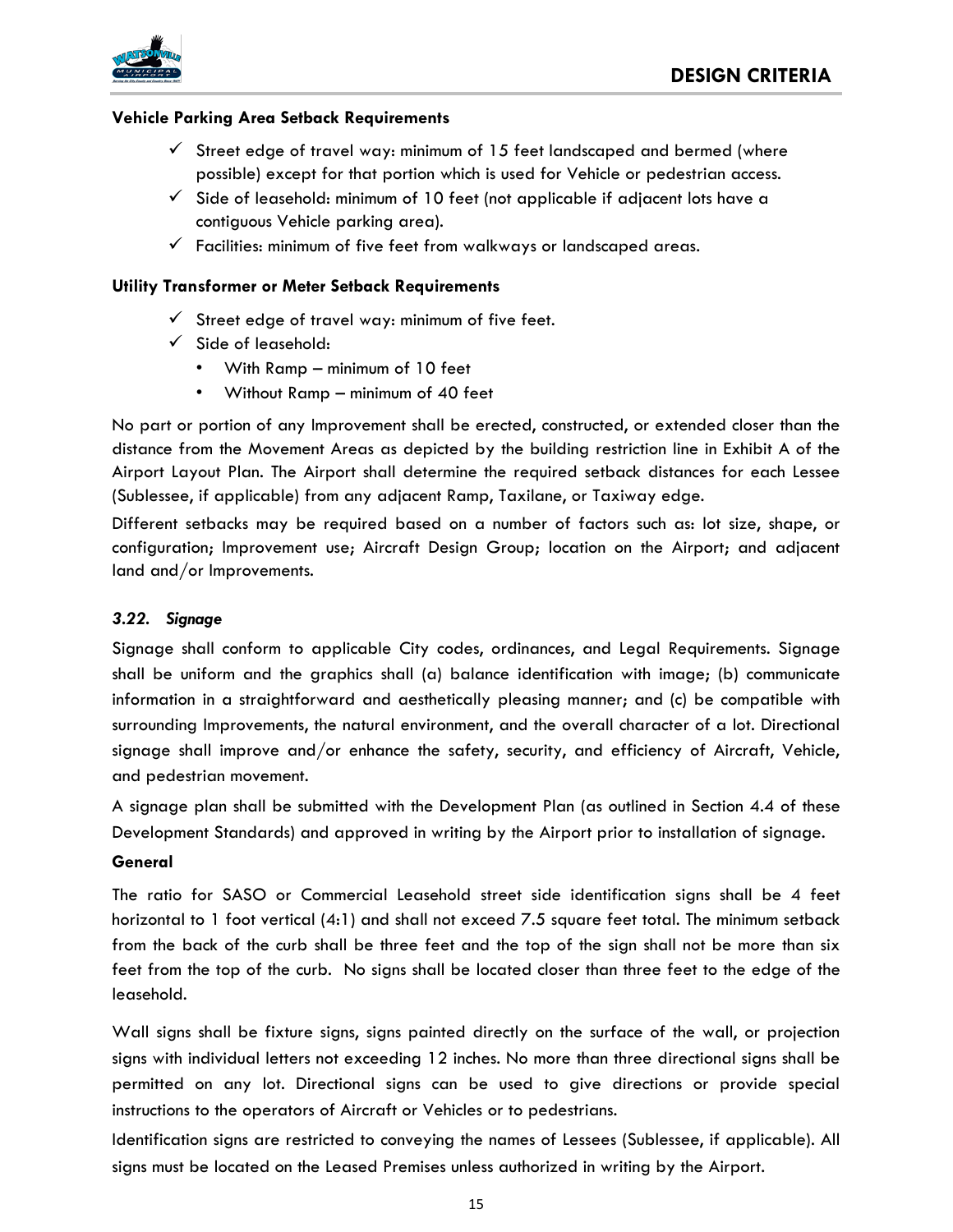**Vehicle Parking Area Setback Requirements**

- ✓ Street edge of travel way: minimum of 15 feet landscaped and bermed (where possible) except for that portion which is used for Vehicle or pedestrian access.
- ✓ Side of leasehold: minimum of 10 feet (not applicable if adjacent lots have a contiguous Vehicle parking area).
- ✓ Facilities: minimum of five feet from walkways or landscaped areas.

**Utility Transformer or Meter Setback Requirements**

- ✓ Street edge of travel way: minimum of five feet.
- ✓ Side of leasehold:
  - With Ramp – minimum of 10 feet
  - Without Ramp – minimum of 40 feet

No part or portion of any Improvement shall be erected, constructed, or extended closer than the distance from the Movement Areas as depicted by the building restriction line in Exhibit A of the Airport Layout Plan. The Airport shall determine the required setback distances for each Lessee (Sublessee, if applicable) from any adjacent Ramp, Taxilane, or Taxiway edge.

Different setbacks may be required based on a number of factors such as: lot size, shape, or configuration; Improvement use; Aircraft Design Group; location on the Airport; and adjacent land and/or Improvements.

### *3.22. Signage*

Signage shall conform to applicable City codes, ordinances, and Legal Requirements. Signage shall be uniform and the graphics shall (a) balance identification with image; (b) communicate information in a straightforward and aesthetically pleasing manner; and (c) be compatible with surrounding Improvements, the natural environment, and the overall character of a lot. Directional signage shall improve and/or enhance the safety, security, and efficiency of Aircraft, Vehicle, and pedestrian movement.

A signage plan shall be submitted with the Development Plan (as outlined in Section 4.4 of these Development Standards) and approved in writing by the Airport prior to installation of signage.

**General**

The ratio for SASO or Commercial Leasehold street side identification signs shall be 4 feet horizontal to 1 foot vertical (4:1) and shall not exceed 7.5 square feet total. The minimum setback from the back of the curb shall be three feet and the top of the sign shall not be more than six feet from the top of the curb. No signs shall be located closer than three feet to the edge of the leasehold.

Wall signs shall be fixture signs, signs painted directly on the surface of the wall, or projection signs with individual letters not exceeding 12 inches. No more than three directional signs shall be permitted on any lot. Directional signs can be used to give directions or provide special instructions to the operators of Aircraft or Vehicles or to pedestrians.

Identification signs are restricted to conveying the names of Lessees (Sublessee, if applicable). All signs must be located on the Leased Premises unless authorized in writing by the Airport.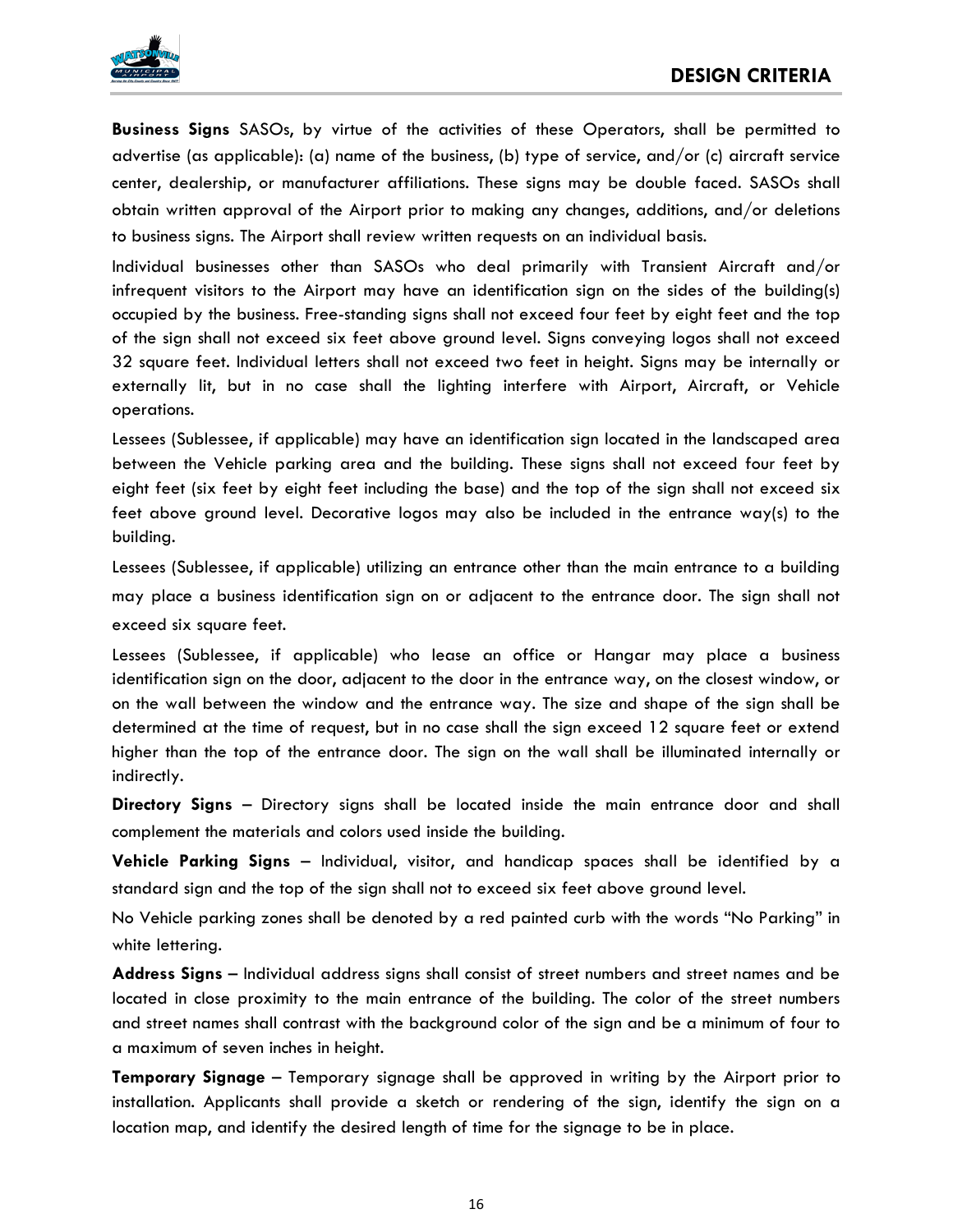**Business Signs** SASOs, by virtue of the activities of these Operators, shall be permitted to advertise (as applicable): (a) name of the business, (b) type of service, and/or (c) aircraft service center, dealership, or manufacturer affiliations. These signs may be double faced. SASOs shall obtain written approval of the Airport prior to making any changes, additions, and/or deletions to business signs. The Airport shall review written requests on an individual basis.

Individual businesses other than SASOs who deal primarily with Transient Aircraft and/or infrequent visitors to the Airport may have an identification sign on the sides of the building(s) occupied by the business. Free-standing signs shall not exceed four feet by eight feet and the top of the sign shall not exceed six feet above ground level. Signs conveying logos shall not exceed 32 square feet. Individual letters shall not exceed two feet in height. Signs may be internally or externally lit, but in no case shall the lighting interfere with Airport, Aircraft, or Vehicle operations.

Lessees (Sublessee, if applicable) may have an identification sign located in the landscaped area between the Vehicle parking area and the building. These signs shall not exceed four feet by eight feet (six feet by eight feet including the base) and the top of the sign shall not exceed six feet above ground level. Decorative logos may also be included in the entrance way(s) to the building.

Lessees (Sublessee, if applicable) utilizing an entrance other than the main entrance to a building may place a business identification sign on or adjacent to the entrance door. The sign shall not exceed six square feet.

Lessees (Sublessee, if applicable) who lease an office or Hangar may place a business identification sign on the door, adjacent to the door in the entrance way, on the closest window, or on the wall between the window and the entrance way. The size and shape of the sign shall be determined at the time of request, but in no case shall the sign exceed 12 square feet or extend higher than the top of the entrance door. The sign on the wall shall be illuminated internally or indirectly.

**Directory Signs** – Directory signs shall be located inside the main entrance door and shall complement the materials and colors used inside the building.

**Vehicle Parking Signs** – Individual, visitor, and handicap spaces shall be identified by a standard sign and the top of the sign shall not to exceed six feet above ground level.

No Vehicle parking zones shall be denoted by a red painted curb with the words "No Parking" in white lettering.

**Address Signs** – Individual address signs shall consist of street numbers and street names and be located in close proximity to the main entrance of the building. The color of the street numbers and street names shall contrast with the background color of the sign and be a minimum of four to a maximum of seven inches in height.

**Temporary Signage** – Temporary signage shall be approved in writing by the Airport prior to installation. Applicants shall provide a sketch or rendering of the sign, identify the sign on a location map, and identify the desired length of time for the signage to be in place.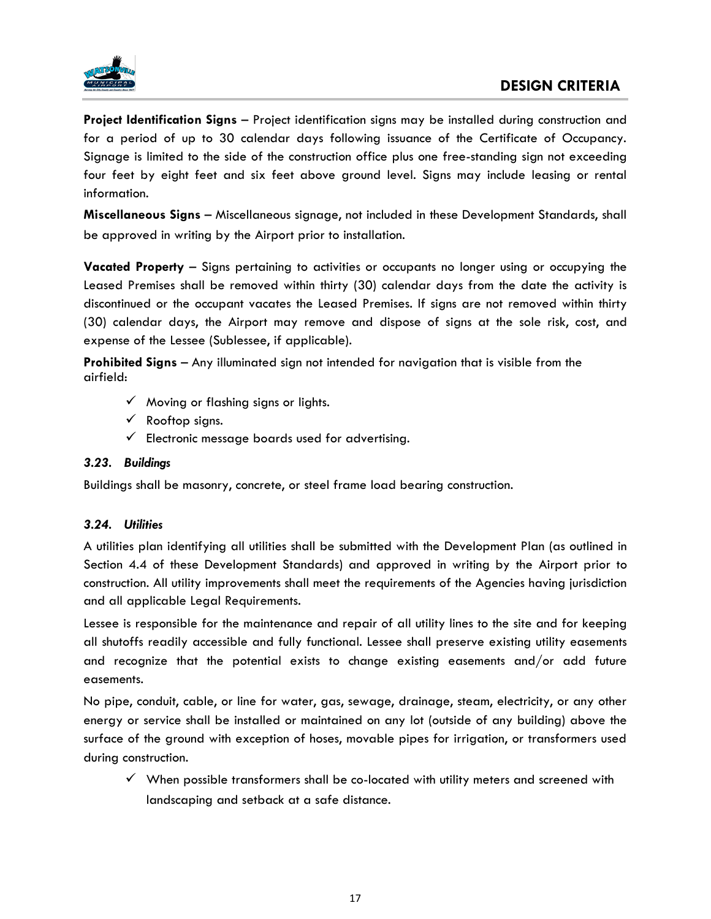**Project Identification Signs** – Project identification signs may be installed during construction and for a period of up to 30 calendar days following issuance of the Certificate of Occupancy. Signage is limited to the side of the construction office plus one free-standing sign not exceeding four feet by eight feet and six feet above ground level. Signs may include leasing or rental information.

**Miscellaneous Signs** – Miscellaneous signage, not included in these Development Standards, shall be approved in writing by the Airport prior to installation.

**Vacated Property** – Signs pertaining to activities or occupants no longer using or occupying the Leased Premises shall be removed within thirty (30) calendar days from the date the activity is discontinued or the occupant vacates the Leased Premises. If signs are not removed within thirty (30) calendar days, the Airport may remove and dispose of signs at the sole risk, cost, and expense of the Lessee (Sublessee, if applicable).

**Prohibited Signs** – Any illuminated sign not intended for navigation that is visible from the airfield:

- ✓ Moving or flashing signs or lights.
- ✓ Rooftop signs.
- ✓ Electronic message boards used for advertising.

### *3.23. Buildings*

Buildings shall be masonry, concrete, or steel frame load bearing construction.

### *3.24. Utilities*

A utilities plan identifying all utilities shall be submitted with the Development Plan (as outlined in Section 4.4 of these Development Standards) and approved in writing by the Airport prior to construction. All utility improvements shall meet the requirements of the Agencies having jurisdiction and all applicable Legal Requirements.

Lessee is responsible for the maintenance and repair of all utility lines to the site and for keeping all shutoffs readily accessible and fully functional. Lessee shall preserve existing utility easements and recognize that the potential exists to change existing easements and/or add future easements.

No pipe, conduit, cable, or line for water, gas, sewage, drainage, steam, electricity, or any other energy or service shall be installed or maintained on any lot (outside of any building) above the surface of the ground with exception of hoses, movable pipes for irrigation, or transformers used during construction.

- ✓ When possible transformers shall be co-located with utility meters and screened with landscaping and setback at a safe distance.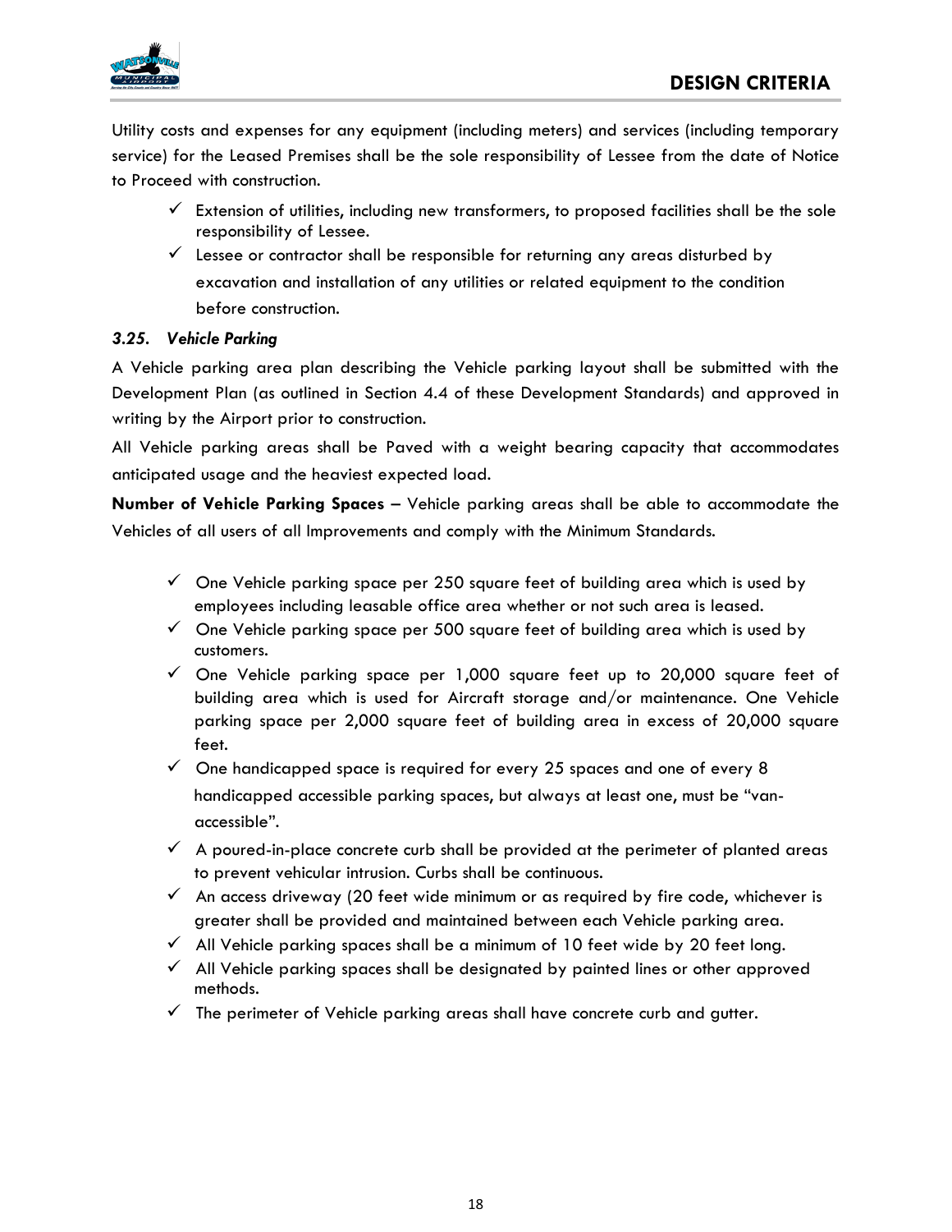Utility costs and expenses for any equipment (including meters) and services (including temporary service) for the Leased Premises shall be the sole responsibility of Lessee from the date of Notice to Proceed with construction.

- ✓ Extension of utilities, including new transformers, to proposed facilities shall be the sole responsibility of Lessee.
- ✓ Lessee or contractor shall be responsible for returning any areas disturbed by excavation and installation of any utilities or related equipment to the condition before construction.

### *3.25. Vehicle Parking*

A Vehicle parking area plan describing the Vehicle parking layout shall be submitted with the Development Plan (as outlined in Section 4.4 of these Development Standards) and approved in writing by the Airport prior to construction.

All Vehicle parking areas shall be Paved with a weight bearing capacity that accommodates anticipated usage and the heaviest expected load.

**Number of Vehicle Parking Spaces** – Vehicle parking areas shall be able to accommodate the Vehicles of all users of all Improvements and comply with the Minimum Standards.

- ✓ One Vehicle parking space per 250 square feet of building area which is used by employees including leasable office area whether or not such area is leased.
- ✓ One Vehicle parking space per 500 square feet of building area which is used by customers.
- ✓ One Vehicle parking space per 1,000 square feet up to 20,000 square feet of building area which is used for Aircraft storage and/or maintenance. One Vehicle parking space per 2,000 square feet of building area in excess of 20,000 square feet.
- ✓ One handicapped space is required for every 25 spaces and one of every 8 handicapped accessible parking spaces, but always at least one, must be "van-accessible".
- ✓ A poured-in-place concrete curb shall be provided at the perimeter of planted areas to prevent vehicular intrusion. Curbs shall be continuous.
- ✓ An access driveway (20 feet wide minimum or as required by fire code, whichever is greater shall be provided and maintained between each Vehicle parking area.
- ✓ All Vehicle parking spaces shall be a minimum of 10 feet wide by 20 feet long.
- ✓ All Vehicle parking spaces shall be designated by painted lines or other approved methods.
- ✓ The perimeter of Vehicle parking areas shall have concrete curb and gutter.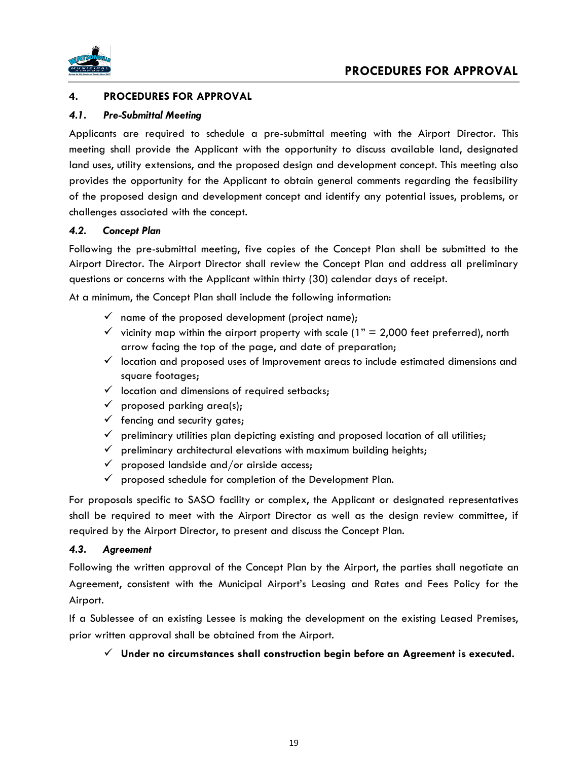# 4. PROCEDURES FOR APPROVAL

## *4.1. Pre-Submittal Meeting*

Applicants are required to schedule a pre-submittal meeting with the Airport Director. This meeting shall provide the Applicant with the opportunity to discuss available land, designated land uses, utility extensions, and the proposed design and development concept. This meeting also provides the opportunity for the Applicant to obtain general comments regarding the feasibility of the proposed design and development concept and identify any potential issues, problems, or challenges associated with the concept.

## *4.2. Concept Plan*

Following the pre-submittal meeting, five copies of the Concept Plan shall be submitted to the Airport Director. The Airport Director shall review the Concept Plan and address all preliminary questions or concerns with the Applicant within thirty (30) calendar days of receipt.

At a minimum, the Concept Plan shall include the following information:

- ✓ name of the proposed development (project name);
- ✓ vicinity map within the airport property with scale (1" = 2,000 feet preferred), north arrow facing the top of the page, and date of preparation;
- ✓ location and proposed uses of Improvement areas to include estimated dimensions and square footages;
- ✓ location and dimensions of required setbacks;
- ✓ proposed parking area(s);
- ✓ fencing and security gates;
- ✓ preliminary utilities plan depicting existing and proposed location of all utilities;
- ✓ preliminary architectural elevations with maximum building heights;
- ✓ proposed landside and/or airside access;
- ✓ proposed schedule for completion of the Development Plan.

For proposals specific to SASO facility or complex, the Applicant or designated representatives shall be required to meet with the Airport Director as well as the design review committee, if required by the Airport Director, to present and discuss the Concept Plan.

## *4.3. Agreement*

Following the written approval of the Concept Plan by the Airport, the parties shall negotiate an Agreement, consistent with the Municipal Airport's Leasing and Rates and Fees Policy for the Airport.

If a Sublessee of an existing Lessee is making the development on the existing Leased Premises, prior written approval shall be obtained from the Airport.

- ✓ **Under no circumstances shall construction begin before an Agreement is executed.**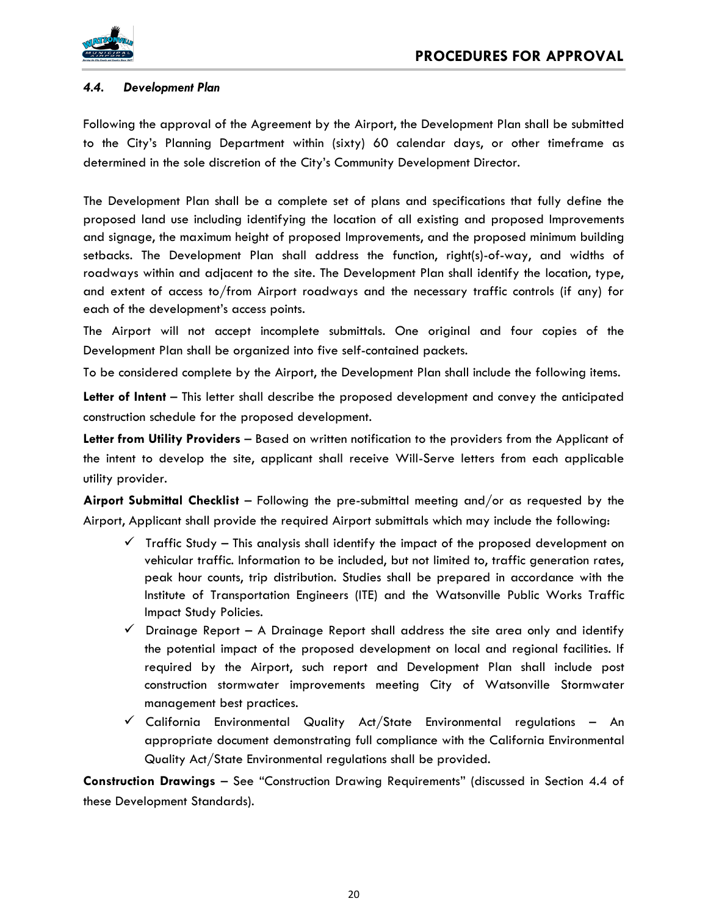### *4.4. Development Plan*

Following the approval of the Agreement by the Airport, the Development Plan shall be submitted to the City's Planning Department within (sixty) 60 calendar days, or other timeframe as determined in the sole discretion of the City's Community Development Director.

The Development Plan shall be a complete set of plans and specifications that fully define the proposed land use including identifying the location of all existing and proposed Improvements and signage, the maximum height of proposed Improvements, and the proposed minimum building setbacks. The Development Plan shall address the function, right(s)-of-way, and widths of roadways within and adjacent to the site. The Development Plan shall identify the location, type, and extent of access to/from Airport roadways and the necessary traffic controls (if any) for each of the development's access points.

The Airport will not accept incomplete submittals. One original and four copies of the Development Plan shall be organized into five self-contained packets.

To be considered complete by the Airport, the Development Plan shall include the following items.

**Letter of Intent** – This letter shall describe the proposed development and convey the anticipated construction schedule for the proposed development.

**Letter from Utility Providers** – Based on written notification to the providers from the Applicant of the intent to develop the site, applicant shall receive Will-Serve letters from each applicable utility provider.

**Airport Submittal Checklist** – Following the pre-submittal meeting and/or as requested by the Airport, Applicant shall provide the required Airport submittals which may include the following:

- ✓ Traffic Study – This analysis shall identify the impact of the proposed development on vehicular traffic. Information to be included, but not limited to, traffic generation rates, peak hour counts, trip distribution. Studies shall be prepared in accordance with the Institute of Transportation Engineers (ITE) and the Watsonville Public Works Traffic Impact Study Policies.
- ✓ Drainage Report – A Drainage Report shall address the site area only and identify the potential impact of the proposed development on local and regional facilities. If required by the Airport, such report and Development Plan shall include post construction stormwater improvements meeting City of Watsonville Stormwater management best practices.
- ✓ California Environmental Quality Act/State Environmental regulations – An appropriate document demonstrating full compliance with the California Environmental Quality Act/State Environmental regulations shall be provided.

**Construction Drawings** – See "Construction Drawing Requirements" (discussed in Section 4.4 of these Development Standards).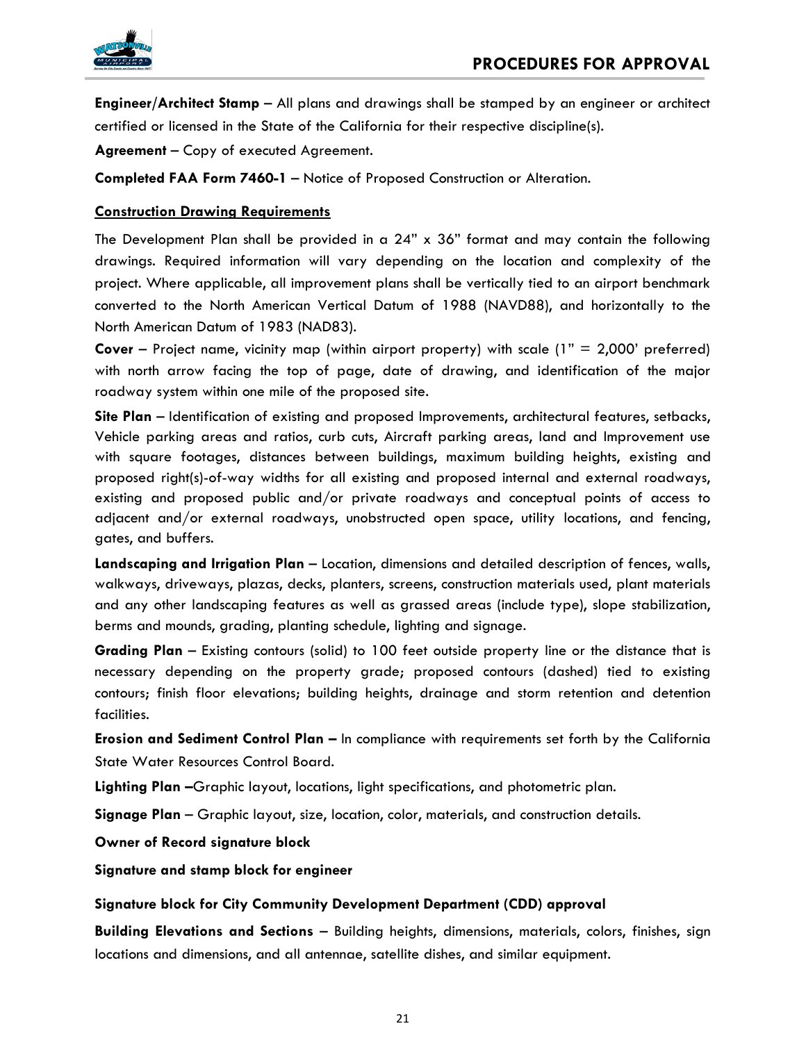**Engineer/Architect Stamp** – All plans and drawings shall be stamped by an engineer or architect certified or licensed in the State of the California for their respective discipline(s).

**Agreement** – Copy of executed Agreement.

**Completed FAA Form 7460-1** – Notice of Proposed Construction or Alteration.

**Construction Drawing Requirements**

The Development Plan shall be provided in a 24" x 36" format and may contain the following drawings. Required information will vary depending on the location and complexity of the project. Where applicable, all improvement plans shall be vertically tied to an airport benchmark converted to the North American Vertical Datum of 1988 (NAVD88), and horizontally to the North American Datum of 1983 (NAD83).

**Cover** – Project name, vicinity map (within airport property) with scale (1" = 2,000' preferred) with north arrow facing the top of page, date of drawing, and identification of the major roadway system within one mile of the proposed site.

**Site Plan** – Identification of existing and proposed Improvements, architectural features, setbacks, Vehicle parking areas and ratios, curb cuts, Aircraft parking areas, land and Improvement use with square footages, distances between buildings, maximum building heights, existing and proposed right(s)-of-way widths for all existing and proposed internal and external roadways, existing and proposed public and/or private roadways and conceptual points of access to adjacent and/or external roadways, unobstructed open space, utility locations, and fencing, gates, and buffers.

**Landscaping and Irrigation Plan** – Location, dimensions and detailed description of fences, walls, walkways, driveways, plazas, decks, planters, screens, construction materials used, plant materials and any other landscaping features as well as grassed areas (include type), slope stabilization, berms and mounds, grading, planting schedule, lighting and signage.

**Grading Plan** – Existing contours (solid) to 100 feet outside property line or the distance that is necessary depending on the property grade; proposed contours (dashed) tied to existing contours; finish floor elevations; building heights, drainage and storm retention and detention facilities.

**Erosion and Sediment Control Plan –** In compliance with requirements set forth by the California State Water Resources Control Board.

**Lighting Plan –**Graphic layout, locations, light specifications, and photometric plan.

**Signage Plan** – Graphic layout, size, location, color, materials, and construction details.

**Owner of Record signature block**

**Signature and stamp block for engineer**

**Signature block for City Community Development Department (CDD) approval**

**Building Elevations and Sections** – Building heights, dimensions, materials, colors, finishes, sign locations and dimensions, and all antennae, satellite dishes, and similar equipment.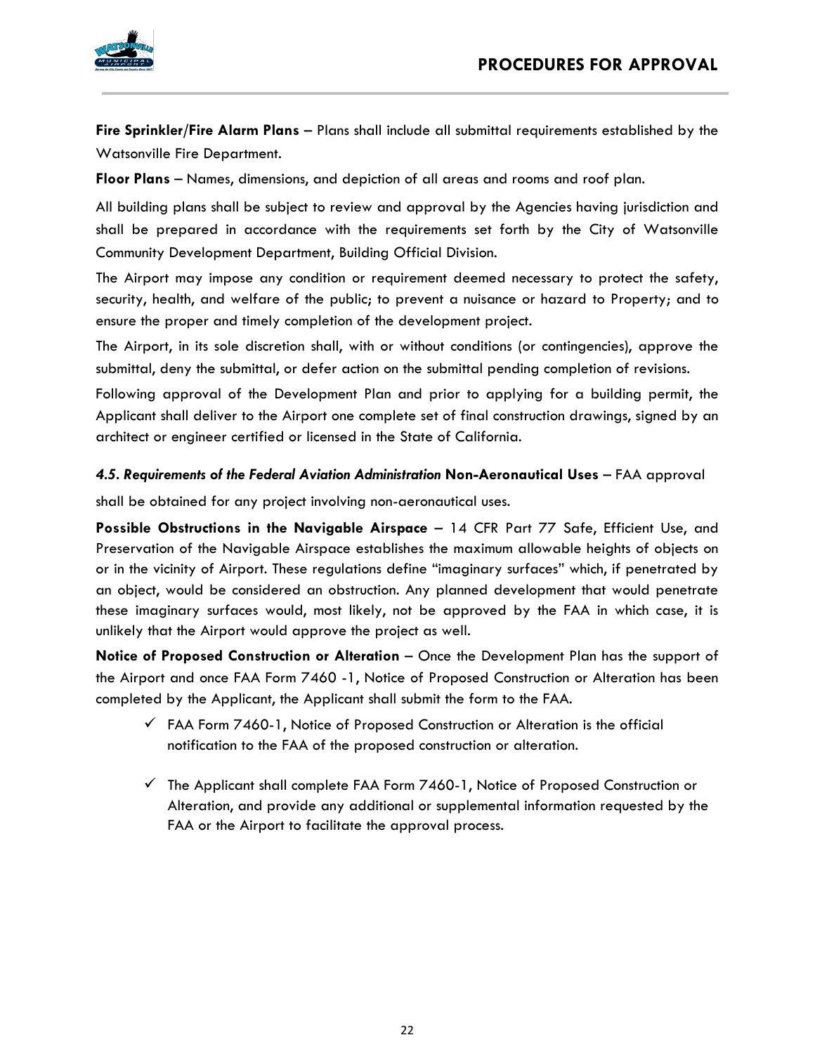**Fire Sprinkler/Fire Alarm Plans –** Plans shall include all submittal requirements established by the Watsonville Fire Department.

**Floor Plans –** Names, dimensions, and depiction of all areas and rooms and roof plan.

All building plans shall be subject to review and approval by the Agencies having jurisdiction and shall be prepared in accordance with the requirements set forth by the City of Watsonville Community Development Department, Building Official Division.

The Airport may impose any condition or requirement deemed necessary to protect the safety, security, health, and welfare of the public; to prevent a nuisance or hazard to Property; and to ensure the proper and timely completion of the development project.

The Airport, in its sole discretion shall, with or without conditions (or contingencies), approve the submittal, deny the submittal, or defer action on the submittal pending completion of revisions.

Following approval of the Development Plan and prior to applying for a building permit, the Applicant shall deliver to the Airport one complete set of final construction drawings, signed by an architect or engineer certified or licensed in the State of California.

***4.5. Requirements of the Federal Aviation Administration*** **Non-Aeronautical Uses –** FAA approval shall be obtained for any project involving non-aeronautical uses.

**Possible Obstructions in the Navigable Airspace –** 14 CFR Part 77 Safe, Efficient Use, and Preservation of the Navigable Airspace establishes the maximum allowable heights of objects on or in the vicinity of Airport. These regulations define "imaginary surfaces" which, if penetrated by an object, would be considered an obstruction. Any planned development that would penetrate these imaginary surfaces would, most likely, not be approved by the FAA in which case, it is unlikely that the Airport would approve the project as well.

**Notice of Proposed Construction or Alteration –** Once the Development Plan has the support of the Airport and once FAA Form 7460 -1, Notice of Proposed Construction or Alteration has been completed by the Applicant, the Applicant shall submit the form to the FAA.

- ✓ FAA Form 7460-1, Notice of Proposed Construction or Alteration is the official notification to the FAA of the proposed construction or alteration.
- ✓ The Applicant shall complete FAA Form 7460-1, Notice of Proposed Construction or Alteration, and provide any additional or supplemental information requested by the FAA or the Airport to facilitate the approval process.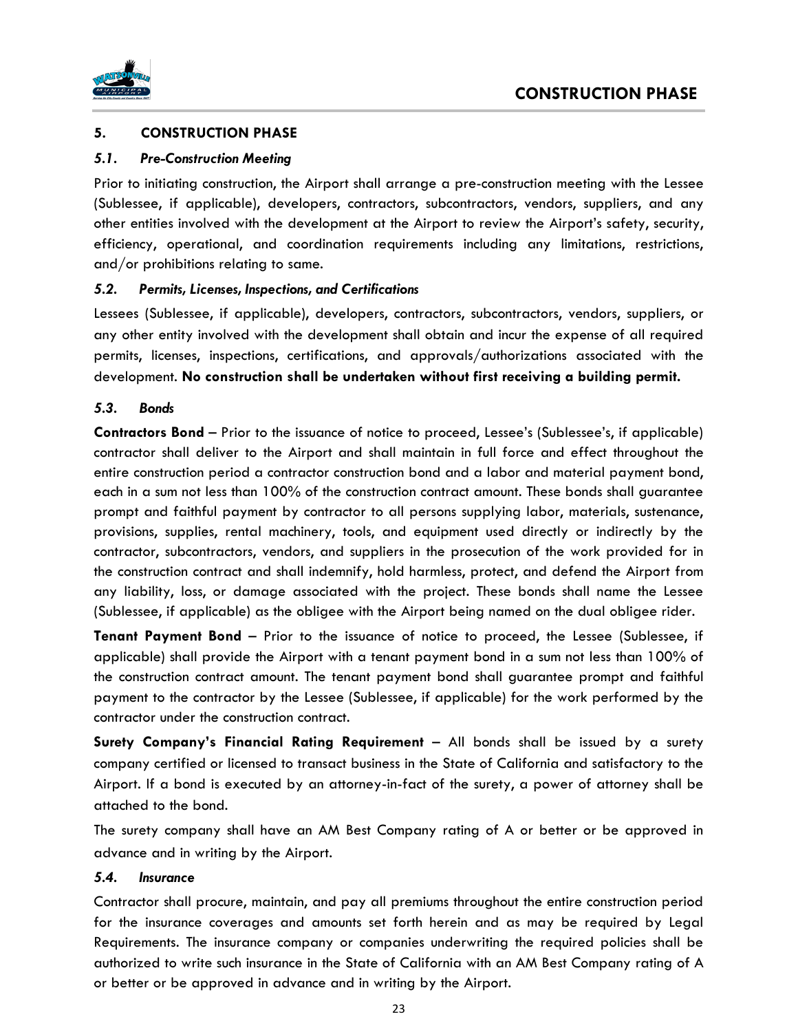## 5. CONSTRUCTION PHASE

### *5.1. Pre-Construction Meeting*

Prior to initiating construction, the Airport shall arrange a pre-construction meeting with the Lessee (Sublessee, if applicable), developers, contractors, subcontractors, vendors, suppliers, and any other entities involved with the development at the Airport to review the Airport's safety, security, efficiency, operational, and coordination requirements including any limitations, restrictions, and/or prohibitions relating to same.

### *5.2. Permits, Licenses, Inspections, and Certifications*

Lessees (Sublessee, if applicable), developers, contractors, subcontractors, vendors, suppliers, or any other entity involved with the development shall obtain and incur the expense of all required permits, licenses, inspections, certifications, and approvals/authorizations associated with the development. **No construction shall be undertaken without first receiving a building permit.**

### *5.3. Bonds*

**Contractors Bond** – Prior to the issuance of notice to proceed, Lessee's (Sublessee's, if applicable) contractor shall deliver to the Airport and shall maintain in full force and effect throughout the entire construction period a contractor construction bond and a labor and material payment bond, each in a sum not less than 100% of the construction contract amount. These bonds shall guarantee prompt and faithful payment by contractor to all persons supplying labor, materials, sustenance, provisions, supplies, rental machinery, tools, and equipment used directly or indirectly by the contractor, subcontractors, vendors, and suppliers in the prosecution of the work provided for in the construction contract and shall indemnify, hold harmless, protect, and defend the Airport from any liability, loss, or damage associated with the project. These bonds shall name the Lessee (Sublessee, if applicable) as the obligee with the Airport being named on the dual obligee rider.

**Tenant Payment Bond** – Prior to the issuance of notice to proceed, the Lessee (Sublessee, if applicable) shall provide the Airport with a tenant payment bond in a sum not less than 100% of the construction contract amount. The tenant payment bond shall guarantee prompt and faithful payment to the contractor by the Lessee (Sublessee, if applicable) for the work performed by the contractor under the construction contract.

**Surety Company's Financial Rating Requirement** – All bonds shall be issued by a surety company certified or licensed to transact business in the State of California and satisfactory to the Airport. If a bond is executed by an attorney-in-fact of the surety, a power of attorney shall be attached to the bond.

The surety company shall have an AM Best Company rating of A or better or be approved in advance and in writing by the Airport.

### *5.4. Insurance*

Contractor shall procure, maintain, and pay all premiums throughout the entire construction period for the insurance coverages and amounts set forth herein and as may be required by Legal Requirements. The insurance company or companies underwriting the required policies shall be authorized to write such insurance in the State of California with an AM Best Company rating of A or better or be approved in advance and in writing by the Airport.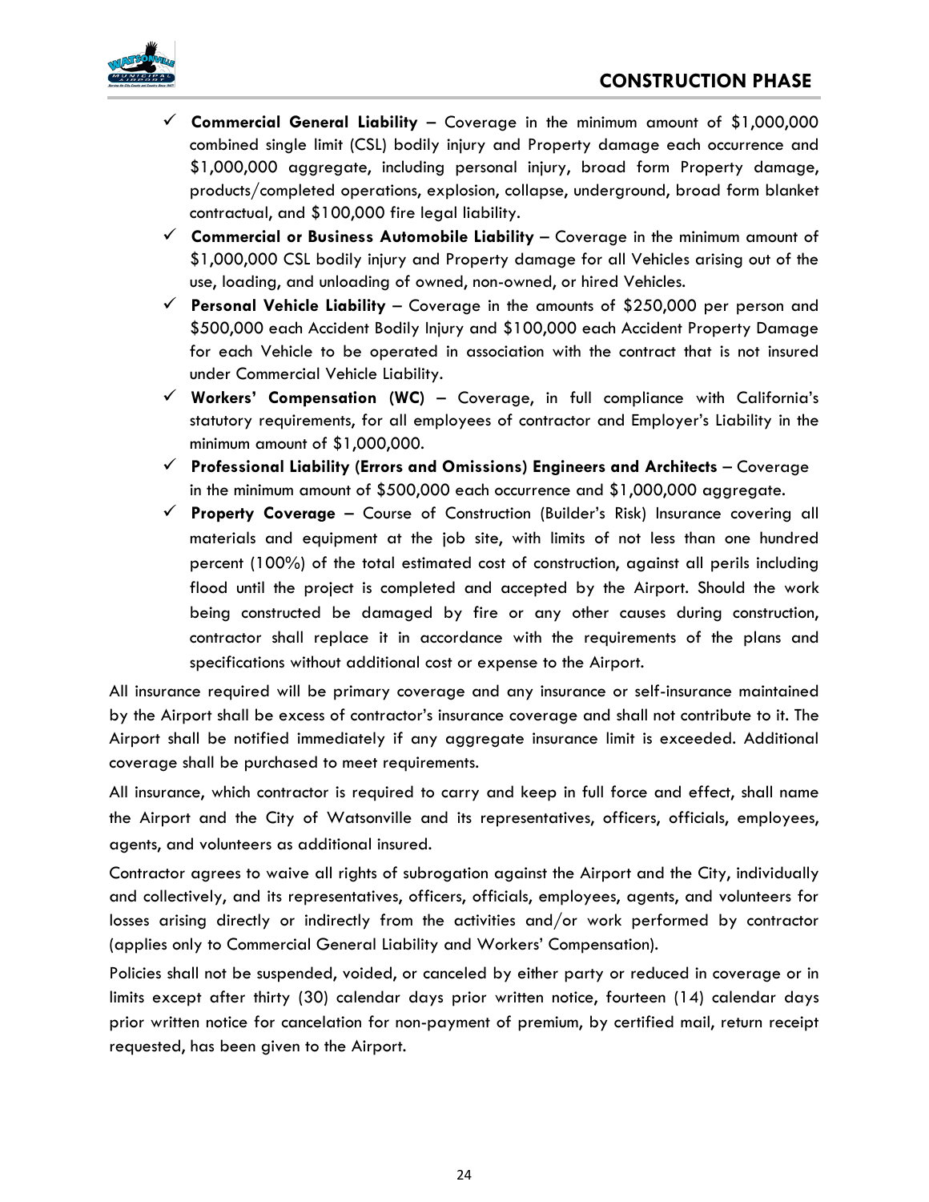- ✓ **Commercial General Liability** – Coverage in the minimum amount of $1,000,000 combined single limit (CSL) bodily injury and Property damage each occurrence and $1,000,000 aggregate, including personal injury, broad form Property damage, products/completed operations, explosion, collapse, underground, broad form blanket contractual, and $100,000 fire legal liability.
- ✓ **Commercial or Business Automobile Liability** – Coverage in the minimum amount of $1,000,000 CSL bodily injury and Property damage for all Vehicles arising out of the use, loading, and unloading of owned, non-owned, or hired Vehicles.
- ✓ **Personal Vehicle Liability** – Coverage in the amounts of $250,000 per person and $500,000 each Accident Bodily Injury and $100,000 each Accident Property Damage for each Vehicle to be operated in association with the contract that is not insured under Commercial Vehicle Liability.
- ✓ **Workers' Compensation (WC)** – Coverage, in full compliance with California's statutory requirements, for all employees of contractor and Employer's Liability in the minimum amount of $1,000,000.
- ✓ **Professional Liability (Errors and Omissions) Engineers and Architects** – Coverage in the minimum amount of $500,000 each occurrence and $1,000,000 aggregate.
- ✓ **Property Coverage** – Course of Construction (Builder's Risk) Insurance covering all materials and equipment at the job site, with limits of not less than one hundred percent (100%) of the total estimated cost of construction, against all perils including flood until the project is completed and accepted by the Airport. Should the work being constructed be damaged by fire or any other causes during construction, contractor shall replace it in accordance with the requirements of the plans and specifications without additional cost or expense to the Airport.

All insurance required will be primary coverage and any insurance or self-insurance maintained by the Airport shall be excess of contractor's insurance coverage and shall not contribute to it. The Airport shall be notified immediately if any aggregate insurance limit is exceeded. Additional coverage shall be purchased to meet requirements.

All insurance, which contractor is required to carry and keep in full force and effect, shall name the Airport and the City of Watsonville and its representatives, officers, officials, employees, agents, and volunteers as additional insured.

Contractor agrees to waive all rights of subrogation against the Airport and the City, individually and collectively, and its representatives, officers, officials, employees, agents, and volunteers for losses arising directly or indirectly from the activities and/or work performed by contractor (applies only to Commercial General Liability and Workers' Compensation).

Policies shall not be suspended, voided, or canceled by either party or reduced in coverage or in limits except after thirty (30) calendar days prior written notice, fourteen (14) calendar days prior written notice for cancelation for non-payment of premium, by certified mail, return receipt requested, has been given to the Airport.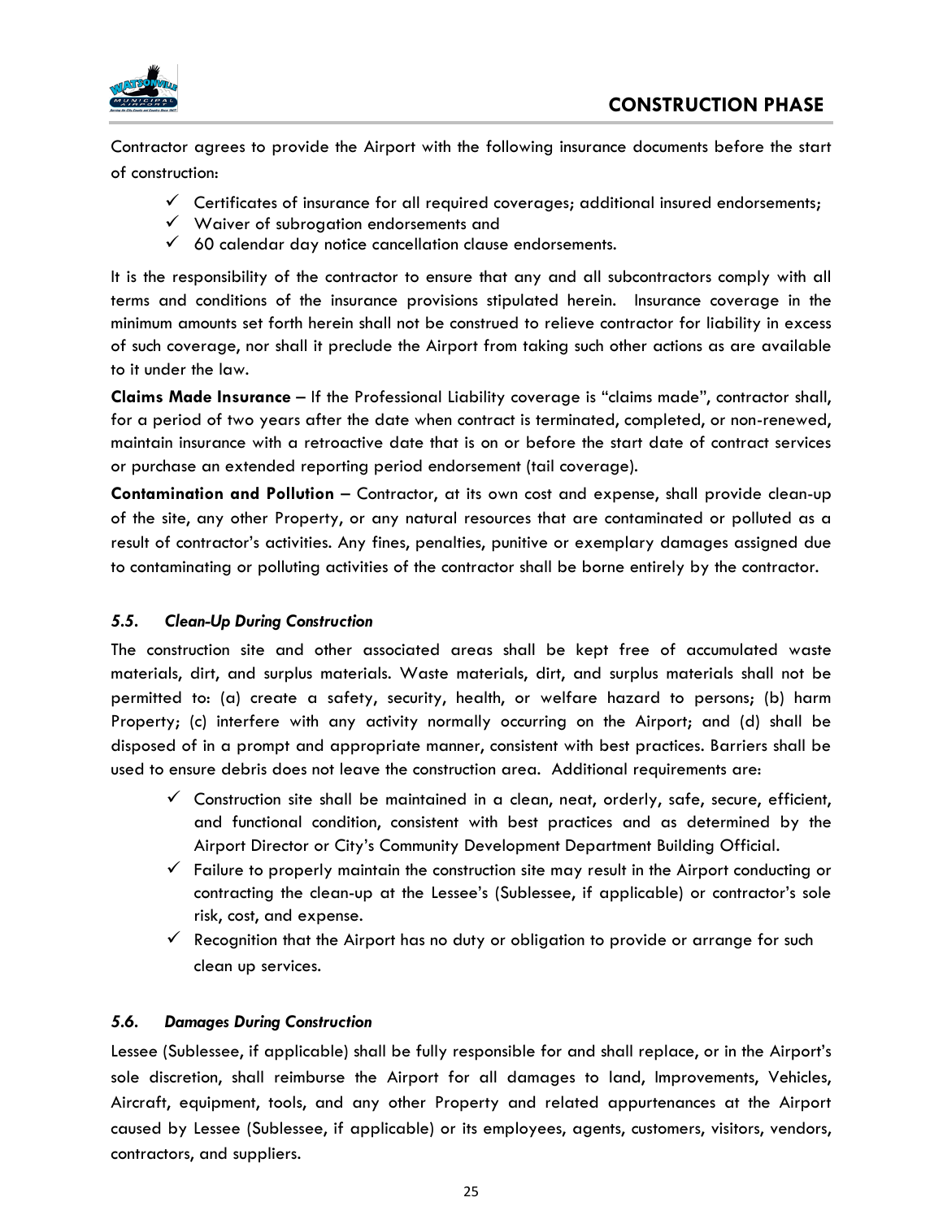Contractor agrees to provide the Airport with the following insurance documents before the start of construction:

- ✓ Certificates of insurance for all required coverages; additional insured endorsements;
- ✓ Waiver of subrogation endorsements and
- ✓ 60 calendar day notice cancellation clause endorsements.

It is the responsibility of the contractor to ensure that any and all subcontractors comply with all terms and conditions of the insurance provisions stipulated herein. Insurance coverage in the minimum amounts set forth herein shall not be construed to relieve contractor for liability in excess of such coverage, nor shall it preclude the Airport from taking such other actions as are available to it under the law.

**Claims Made Insurance** – If the Professional Liability coverage is "claims made", contractor shall, for a period of two years after the date when contract is terminated, completed, or non-renewed, maintain insurance with a retroactive date that is on or before the start date of contract services or purchase an extended reporting period endorsement (tail coverage).

**Contamination and Pollution** – Contractor, at its own cost and expense, shall provide clean-up of the site, any other Property, or any natural resources that are contaminated or polluted as a result of contractor's activities. Any fines, penalties, punitive or exemplary damages assigned due to contaminating or polluting activities of the contractor shall be borne entirely by the contractor.

### *5.5. Clean-Up During Construction*

The construction site and other associated areas shall be kept free of accumulated waste materials, dirt, and surplus materials. Waste materials, dirt, and surplus materials shall not be permitted to: (a) create a safety, security, health, or welfare hazard to persons; (b) harm Property; (c) interfere with any activity normally occurring on the Airport; and (d) shall be disposed of in a prompt and appropriate manner, consistent with best practices. Barriers shall be used to ensure debris does not leave the construction area. Additional requirements are:

- ✓ Construction site shall be maintained in a clean, neat, orderly, safe, secure, efficient, and functional condition, consistent with best practices and as determined by the Airport Director or City's Community Development Department Building Official.
- ✓ Failure to properly maintain the construction site may result in the Airport conducting or contracting the clean-up at the Lessee's (Sublessee, if applicable) or contractor's sole risk, cost, and expense.
- ✓ Recognition that the Airport has no duty or obligation to provide or arrange for such clean up services.

### *5.6. Damages During Construction*

Lessee (Sublessee, if applicable) shall be fully responsible for and shall replace, or in the Airport's sole discretion, shall reimburse the Airport for all damages to land, Improvements, Vehicles, Aircraft, equipment, tools, and any other Property and related appurtenances at the Airport caused by Lessee (Sublessee, if applicable) or its employees, agents, customers, visitors, vendors, contractors, and suppliers.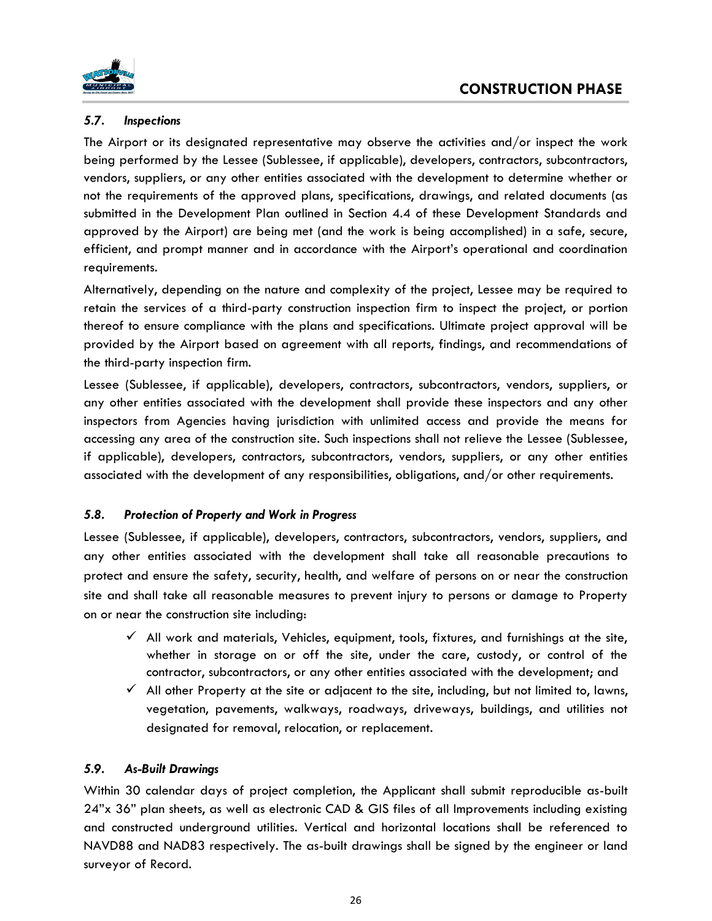### *5.7. Inspections*

The Airport or its designated representative may observe the activities and/or inspect the work being performed by the Lessee (Sublessee, if applicable), developers, contractors, subcontractors, vendors, suppliers, or any other entities associated with the development to determine whether or not the requirements of the approved plans, specifications, drawings, and related documents (as submitted in the Development Plan outlined in Section 4.4 of these Development Standards and approved by the Airport) are being met (and the work is being accomplished) in a safe, secure, efficient, and prompt manner and in accordance with the Airport's operational and coordination requirements.

Alternatively, depending on the nature and complexity of the project, Lessee may be required to retain the services of a third-party construction inspection firm to inspect the project, or portion thereof to ensure compliance with the plans and specifications. Ultimate project approval will be provided by the Airport based on agreement with all reports, findings, and recommendations of the third-party inspection firm.

Lessee (Sublessee, if applicable), developers, contractors, subcontractors, vendors, suppliers, or any other entities associated with the development shall provide these inspectors and any other inspectors from Agencies having jurisdiction with unlimited access and provide the means for accessing any area of the construction site. Such inspections shall not relieve the Lessee (Sublessee, if applicable), developers, contractors, subcontractors, vendors, suppliers, or any other entities associated with the development of any responsibilities, obligations, and/or other requirements.

### *5.8. Protection of Property and Work in Progress*

Lessee (Sublessee, if applicable), developers, contractors, subcontractors, vendors, suppliers, and any other entities associated with the development shall take all reasonable precautions to protect and ensure the safety, security, health, and welfare of persons on or near the construction site and shall take all reasonable measures to prevent injury to persons or damage to Property on or near the construction site including:

- ✓ All work and materials, Vehicles, equipment, tools, fixtures, and furnishings at the site, whether in storage on or off the site, under the care, custody, or control of the contractor, subcontractors, or any other entities associated with the development; and
- ✓ All other Property at the site or adjacent to the site, including, but not limited to, lawns, vegetation, pavements, walkways, roadways, driveways, buildings, and utilities not designated for removal, relocation, or replacement.

### *5.9. As-Built Drawings*

Within 30 calendar days of project completion, the Applicant shall submit reproducible as-built 24"x 36" plan sheets, as well as electronic CAD & GIS files of all Improvements including existing and constructed underground utilities. Vertical and horizontal locations shall be referenced to NAVD88 and NAD83 respectively. The as-built drawings shall be signed by the engineer or land surveyor of Record.